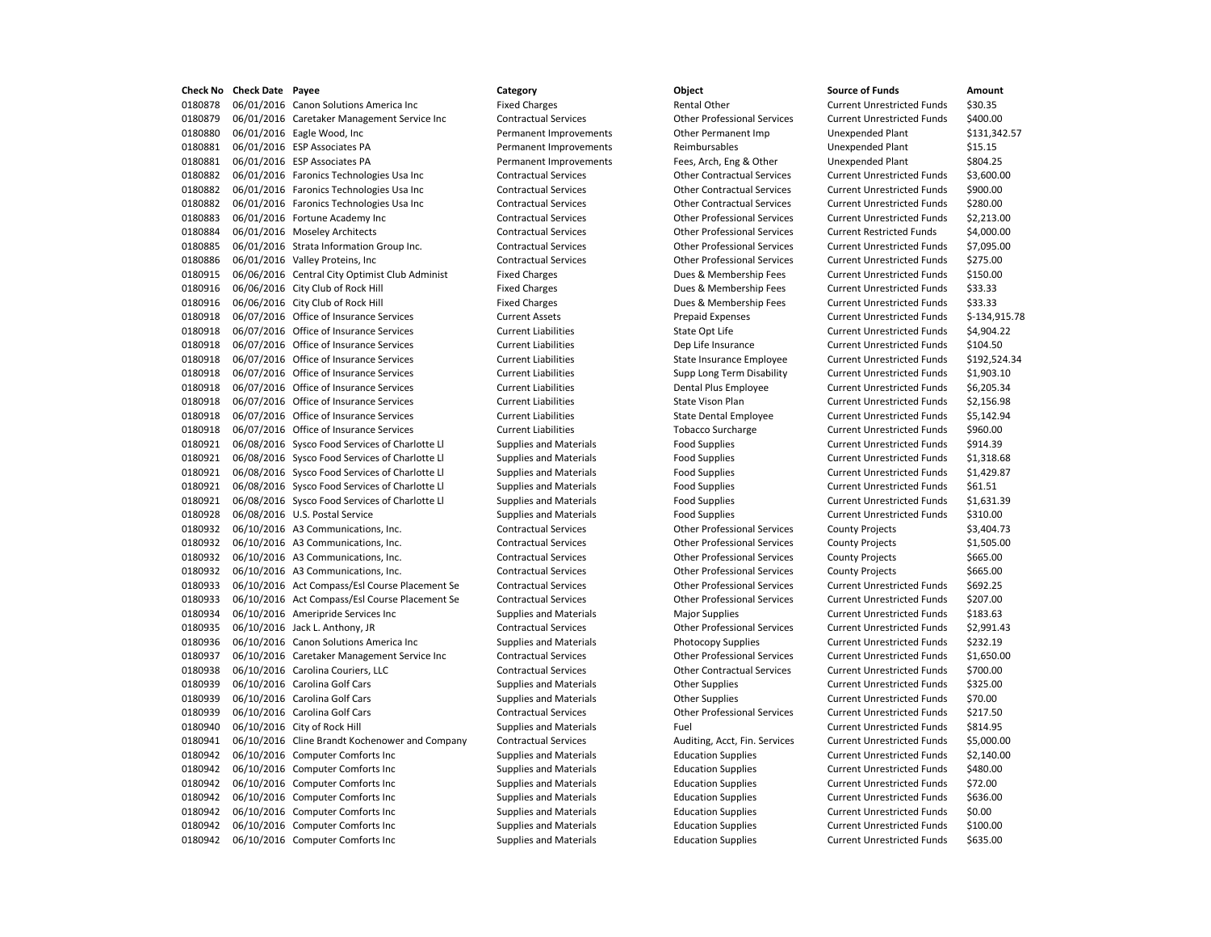| Check No | Check Date | Payee | Category | Object | Source of Funds | Amount |
|---|---|---|---|---|---|---|
| 0180878 | 06/01/2016 | Canon Solutions America Inc | Fixed Charges | Rental Other | Current Unrestricted Funds | $30.35 |
| 0180879 | 06/01/2016 | Caretaker Management Service Inc | Contractual Services | Other Professional Services | Current Unrestricted Funds | $400.00 |
| 0180880 | 06/01/2016 | Eagle Wood, Inc | Permanent Improvements | Other Permanent Imp | Unexpended Plant | $131,342.57 |
| 0180881 | 06/01/2016 | ESP Associates PA | Permanent Improvements | Reimbursables | Unexpended Plant | $15.15 |
| 0180881 | 06/01/2016 | ESP Associates PA | Permanent Improvements | Fees, Arch, Eng & Other | Unexpended Plant | $804.25 |
| 0180882 | 06/01/2016 | Faronics Technologies Usa Inc | Contractual Services | Other Contractual Services | Current Unrestricted Funds | $3,600.00 |
| 0180882 | 06/01/2016 | Faronics Technologies Usa Inc | Contractual Services | Other Contractual Services | Current Unrestricted Funds | $900.00 |
| 0180882 | 06/01/2016 | Faronics Technologies Usa Inc | Contractual Services | Other Contractual Services | Current Unrestricted Funds | $280.00 |
| 0180883 | 06/01/2016 | Fortune Academy Inc | Contractual Services | Other Professional Services | Current Unrestricted Funds | $2,213.00 |
| 0180884 | 06/01/2016 | Moseley Architects | Contractual Services | Other Professional Services | Current Restricted Funds | $4,000.00 |
| 0180885 | 06/01/2016 | Strata Information Group Inc. | Contractual Services | Other Professional Services | Current Unrestricted Funds | $7,095.00 |
| 0180886 | 06/01/2016 | Valley Proteins, Inc | Contractual Services | Other Professional Services | Current Unrestricted Funds | $275.00 |
| 0180915 | 06/06/2016 | Central City Optimist Club Administ | Fixed Charges | Dues & Membership Fees | Current Unrestricted Funds | $150.00 |
| 0180916 | 06/06/2016 | City Club of Rock Hill | Fixed Charges | Dues & Membership Fees | Current Unrestricted Funds | $33.33 |
| 0180916 | 06/06/2016 | City Club of Rock Hill | Fixed Charges | Dues & Membership Fees | Current Unrestricted Funds | $33.33 |
| 0180918 | 06/07/2016 | Office of Insurance Services | Current Assets | Prepaid Expenses | Current Unrestricted Funds | $-134,915.78 |
| 0180918 | 06/07/2016 | Office of Insurance Services | Current Liabilities | State Opt Life | Current Unrestricted Funds | $4,904.22 |
| 0180918 | 06/07/2016 | Office of Insurance Services | Current Liabilities | Dep Life Insurance | Current Unrestricted Funds | $104.50 |
| 0180918 | 06/07/2016 | Office of Insurance Services | Current Liabilities | State Insurance Employee | Current Unrestricted Funds | $192,524.34 |
| 0180918 | 06/07/2016 | Office of Insurance Services | Current Liabilities | Supp Long Term Disability | Current Unrestricted Funds | $1,903.10 |
| 0180918 | 06/07/2016 | Office of Insurance Services | Current Liabilities | Dental Plus Employee | Current Unrestricted Funds | $6,205.34 |
| 0180918 | 06/07/2016 | Office of Insurance Services | Current Liabilities | State Vison Plan | Current Unrestricted Funds | $2,156.98 |
| 0180918 | 06/07/2016 | Office of Insurance Services | Current Liabilities | State Dental Employee | Current Unrestricted Funds | $5,142.94 |
| 0180918 | 06/07/2016 | Office of Insurance Services | Current Liabilities | Tobacco Surcharge | Current Unrestricted Funds | $960.00 |
| 0180921 | 06/08/2016 | Sysco Food Services of Charlotte Ll | Supplies and Materials | Food Supplies | Current Unrestricted Funds | $914.39 |
| 0180921 | 06/08/2016 | Sysco Food Services of Charlotte Ll | Supplies and Materials | Food Supplies | Current Unrestricted Funds | $1,318.68 |
| 0180921 | 06/08/2016 | Sysco Food Services of Charlotte Ll | Supplies and Materials | Food Supplies | Current Unrestricted Funds | $1,429.87 |
| 0180921 | 06/08/2016 | Sysco Food Services of Charlotte Ll | Supplies and Materials | Food Supplies | Current Unrestricted Funds | $61.51 |
| 0180921 | 06/08/2016 | Sysco Food Services of Charlotte Ll | Supplies and Materials | Food Supplies | Current Unrestricted Funds | $1,631.39 |
| 0180928 | 06/08/2016 | U.S. Postal Service | Supplies and Materials | Food Supplies | Current Unrestricted Funds | $310.00 |
| 0180932 | 06/10/2016 | A3 Communications, Inc. | Contractual Services | Other Professional Services | County Projects | $3,404.73 |
| 0180932 | 06/10/2016 | A3 Communications, Inc. | Contractual Services | Other Professional Services | County Projects | $1,505.00 |
| 0180932 | 06/10/2016 | A3 Communications, Inc. | Contractual Services | Other Professional Services | County Projects | $665.00 |
| 0180932 | 06/10/2016 | A3 Communications, Inc. | Contractual Services | Other Professional Services | County Projects | $665.00 |
| 0180933 | 06/10/2016 | Act Compass/Esl Course Placement Se | Contractual Services | Other Professional Services | Current Unrestricted Funds | $692.25 |
| 0180933 | 06/10/2016 | Act Compass/Esl Course Placement Se | Contractual Services | Other Professional Services | Current Unrestricted Funds | $207.00 |
| 0180934 | 06/10/2016 | Ameripride Services Inc | Supplies and Materials | Major Supplies | Current Unrestricted Funds | $183.63 |
| 0180935 | 06/10/2016 | Jack L. Anthony, JR | Contractual Services | Other Professional Services | Current Unrestricted Funds | $2,991.43 |
| 0180936 | 06/10/2016 | Canon Solutions America Inc | Supplies and Materials | Photocopy Supplies | Current Unrestricted Funds | $232.19 |
| 0180937 | 06/10/2016 | Caretaker Management Service Inc | Contractual Services | Other Professional Services | Current Unrestricted Funds | $1,650.00 |
| 0180938 | 06/10/2016 | Carolina Couriers, LLC | Contractual Services | Other Contractual Services | Current Unrestricted Funds | $700.00 |
| 0180939 | 06/10/2016 | Carolina Golf Cars | Supplies and Materials | Other Supplies | Current Unrestricted Funds | $325.00 |
| 0180939 | 06/10/2016 | Carolina Golf Cars | Supplies and Materials | Other Supplies | Current Unrestricted Funds | $70.00 |
| 0180939 | 06/10/2016 | Carolina Golf Cars | Contractual Services | Other Professional Services | Current Unrestricted Funds | $217.50 |
| 0180940 | 06/10/2016 | City of Rock Hill | Supplies and Materials | Fuel | Current Unrestricted Funds | $814.95 |
| 0180941 | 06/10/2016 | Cline Brandt Kochenower and Company | Contractual Services | Auditing, Acct, Fin. Services | Current Unrestricted Funds | $5,000.00 |
| 0180942 | 06/10/2016 | Computer Comforts Inc | Supplies and Materials | Education Supplies | Current Unrestricted Funds | $2,140.00 |
| 0180942 | 06/10/2016 | Computer Comforts Inc | Supplies and Materials | Education Supplies | Current Unrestricted Funds | $480.00 |
| 0180942 | 06/10/2016 | Computer Comforts Inc | Supplies and Materials | Education Supplies | Current Unrestricted Funds | $72.00 |
| 0180942 | 06/10/2016 | Computer Comforts Inc | Supplies and Materials | Education Supplies | Current Unrestricted Funds | $636.00 |
| 0180942 | 06/10/2016 | Computer Comforts Inc | Supplies and Materials | Education Supplies | Current Unrestricted Funds | $0.00 |
| 0180942 | 06/10/2016 | Computer Comforts Inc | Supplies and Materials | Education Supplies | Current Unrestricted Funds | $100.00 |
| 0180942 | 06/10/2016 | Computer Comforts Inc | Supplies and Materials | Education Supplies | Current Unrestricted Funds | $635.00 |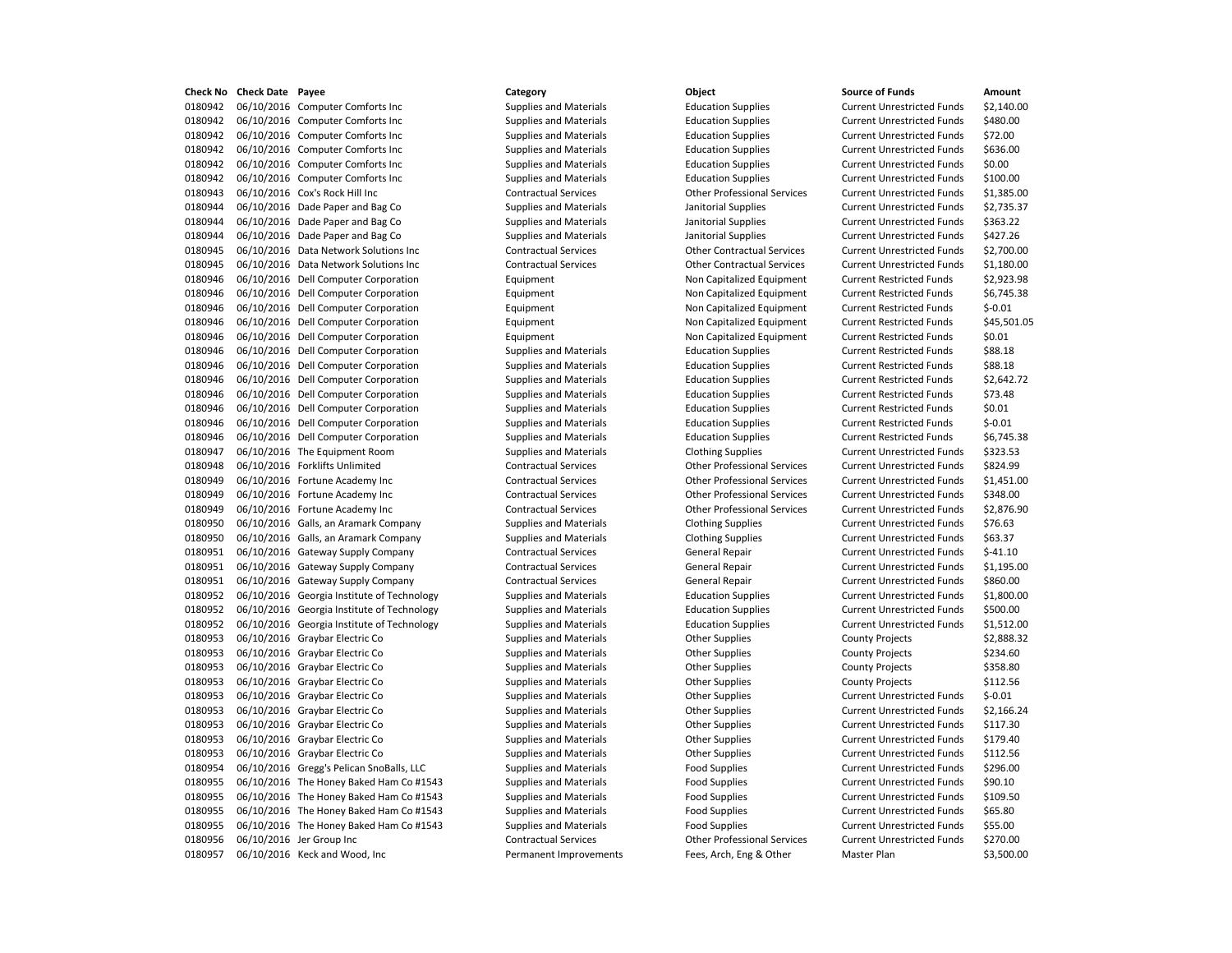| Check No | Check Date | Payee | Category | Object | Source of Funds | Amount |
|---|---|---|---|---|---|---|
| 0180942 | 06/10/2016 | Computer Comforts Inc | Supplies and Materials | Education Supplies | Current Unrestricted Funds | $2,140.00 |
| 0180942 | 06/10/2016 | Computer Comforts Inc | Supplies and Materials | Education Supplies | Current Unrestricted Funds | $480.00 |
| 0180942 | 06/10/2016 | Computer Comforts Inc | Supplies and Materials | Education Supplies | Current Unrestricted Funds | $72.00 |
| 0180942 | 06/10/2016 | Computer Comforts Inc | Supplies and Materials | Education Supplies | Current Unrestricted Funds | $636.00 |
| 0180942 | 06/10/2016 | Computer Comforts Inc | Supplies and Materials | Education Supplies | Current Unrestricted Funds | $0.00 |
| 0180942 | 06/10/2016 | Computer Comforts Inc | Supplies and Materials | Education Supplies | Current Unrestricted Funds | $100.00 |
| 0180943 | 06/10/2016 | Cox's Rock Hill Inc | Contractual Services | Other Professional Services | Current Unrestricted Funds | $1,385.00 |
| 0180944 | 06/10/2016 | Dade Paper and Bag Co | Supplies and Materials | Janitorial Supplies | Current Unrestricted Funds | $2,735.37 |
| 0180944 | 06/10/2016 | Dade Paper and Bag Co | Supplies and Materials | Janitorial Supplies | Current Unrestricted Funds | $363.22 |
| 0180944 | 06/10/2016 | Dade Paper and Bag Co | Supplies and Materials | Janitorial Supplies | Current Unrestricted Funds | $427.26 |
| 0180945 | 06/10/2016 | Data Network Solutions Inc | Contractual Services | Other Contractual Services | Current Unrestricted Funds | $2,700.00 |
| 0180945 | 06/10/2016 | Data Network Solutions Inc | Contractual Services | Other Contractual Services | Current Unrestricted Funds | $1,180.00 |
| 0180946 | 06/10/2016 | Dell Computer Corporation | Equipment | Non Capitalized Equipment | Current Restricted Funds | $2,923.98 |
| 0180946 | 06/10/2016 | Dell Computer Corporation | Equipment | Non Capitalized Equipment | Current Restricted Funds | $6,745.38 |
| 0180946 | 06/10/2016 | Dell Computer Corporation | Equipment | Non Capitalized Equipment | Current Restricted Funds | $-0.01 |
| 0180946 | 06/10/2016 | Dell Computer Corporation | Equipment | Non Capitalized Equipment | Current Restricted Funds | $45,501.05 |
| 0180946 | 06/10/2016 | Dell Computer Corporation | Equipment | Non Capitalized Equipment | Current Restricted Funds | $0.01 |
| 0180946 | 06/10/2016 | Dell Computer Corporation | Supplies and Materials | Education Supplies | Current Restricted Funds | $88.18 |
| 0180946 | 06/10/2016 | Dell Computer Corporation | Supplies and Materials | Education Supplies | Current Restricted Funds | $88.18 |
| 0180946 | 06/10/2016 | Dell Computer Corporation | Supplies and Materials | Education Supplies | Current Restricted Funds | $2,642.72 |
| 0180946 | 06/10/2016 | Dell Computer Corporation | Supplies and Materials | Education Supplies | Current Restricted Funds | $73.48 |
| 0180946 | 06/10/2016 | Dell Computer Corporation | Supplies and Materials | Education Supplies | Current Restricted Funds | $0.01 |
| 0180946 | 06/10/2016 | Dell Computer Corporation | Supplies and Materials | Education Supplies | Current Restricted Funds | $-0.01 |
| 0180946 | 06/10/2016 | Dell Computer Corporation | Supplies and Materials | Education Supplies | Current Restricted Funds | $6,745.38 |
| 0180947 | 06/10/2016 | The Equipment Room | Supplies and Materials | Clothing Supplies | Current Unrestricted Funds | $323.53 |
| 0180948 | 06/10/2016 | Forklifts Unlimited | Contractual Services | Other Professional Services | Current Unrestricted Funds | $824.99 |
| 0180949 | 06/10/2016 | Fortune Academy Inc | Contractual Services | Other Professional Services | Current Unrestricted Funds | $1,451.00 |
| 0180949 | 06/10/2016 | Fortune Academy Inc | Contractual Services | Other Professional Services | Current Unrestricted Funds | $348.00 |
| 0180949 | 06/10/2016 | Fortune Academy Inc | Contractual Services | Other Professional Services | Current Unrestricted Funds | $2,876.90 |
| 0180950 | 06/10/2016 | Galls, an Aramark Company | Supplies and Materials | Clothing Supplies | Current Unrestricted Funds | $76.63 |
| 0180950 | 06/10/2016 | Galls, an Aramark Company | Supplies and Materials | Clothing Supplies | Current Unrestricted Funds | $63.37 |
| 0180951 | 06/10/2016 | Gateway Supply Company | Contractual Services | General Repair | Current Unrestricted Funds | $-41.10 |
| 0180951 | 06/10/2016 | Gateway Supply Company | Contractual Services | General Repair | Current Unrestricted Funds | $1,195.00 |
| 0180951 | 06/10/2016 | Gateway Supply Company | Contractual Services | General Repair | Current Unrestricted Funds | $860.00 |
| 0180952 | 06/10/2016 | Georgia Institute of Technology | Supplies and Materials | Education Supplies | Current Unrestricted Funds | $1,800.00 |
| 0180952 | 06/10/2016 | Georgia Institute of Technology | Supplies and Materials | Education Supplies | Current Unrestricted Funds | $500.00 |
| 0180952 | 06/10/2016 | Georgia Institute of Technology | Supplies and Materials | Education Supplies | Current Unrestricted Funds | $1,512.00 |
| 0180953 | 06/10/2016 | Graybar Electric Co | Supplies and Materials | Other Supplies | County Projects | $2,888.32 |
| 0180953 | 06/10/2016 | Graybar Electric Co | Supplies and Materials | Other Supplies | County Projects | $234.60 |
| 0180953 | 06/10/2016 | Graybar Electric Co | Supplies and Materials | Other Supplies | County Projects | $358.80 |
| 0180953 | 06/10/2016 | Graybar Electric Co | Supplies and Materials | Other Supplies | County Projects | $112.56 |
| 0180953 | 06/10/2016 | Graybar Electric Co | Supplies and Materials | Other Supplies | Current Unrestricted Funds | $-0.01 |
| 0180953 | 06/10/2016 | Graybar Electric Co | Supplies and Materials | Other Supplies | Current Unrestricted Funds | $2,166.24 |
| 0180953 | 06/10/2016 | Graybar Electric Co | Supplies and Materials | Other Supplies | Current Unrestricted Funds | $117.30 |
| 0180953 | 06/10/2016 | Graybar Electric Co | Supplies and Materials | Other Supplies | Current Unrestricted Funds | $179.40 |
| 0180953 | 06/10/2016 | Graybar Electric Co | Supplies and Materials | Other Supplies | Current Unrestricted Funds | $112.56 |
| 0180954 | 06/10/2016 | Gregg's Pelican SnoBalls, LLC | Supplies and Materials | Food Supplies | Current Unrestricted Funds | $296.00 |
| 0180955 | 06/10/2016 | The Honey Baked Ham Co #1543 | Supplies and Materials | Food Supplies | Current Unrestricted Funds | $90.10 |
| 0180955 | 06/10/2016 | The Honey Baked Ham Co #1543 | Supplies and Materials | Food Supplies | Current Unrestricted Funds | $109.50 |
| 0180955 | 06/10/2016 | The Honey Baked Ham Co #1543 | Supplies and Materials | Food Supplies | Current Unrestricted Funds | $65.80 |
| 0180955 | 06/10/2016 | The Honey Baked Ham Co #1543 | Supplies and Materials | Food Supplies | Current Unrestricted Funds | $55.00 |
| 0180956 | 06/10/2016 | Jer Group Inc | Contractual Services | Other Professional Services | Current Unrestricted Funds | $270.00 |
| 0180957 | 06/10/2016 | Keck and Wood, Inc | Permanent Improvements | Fees, Arch, Eng & Other | Master Plan | $3,500.00 |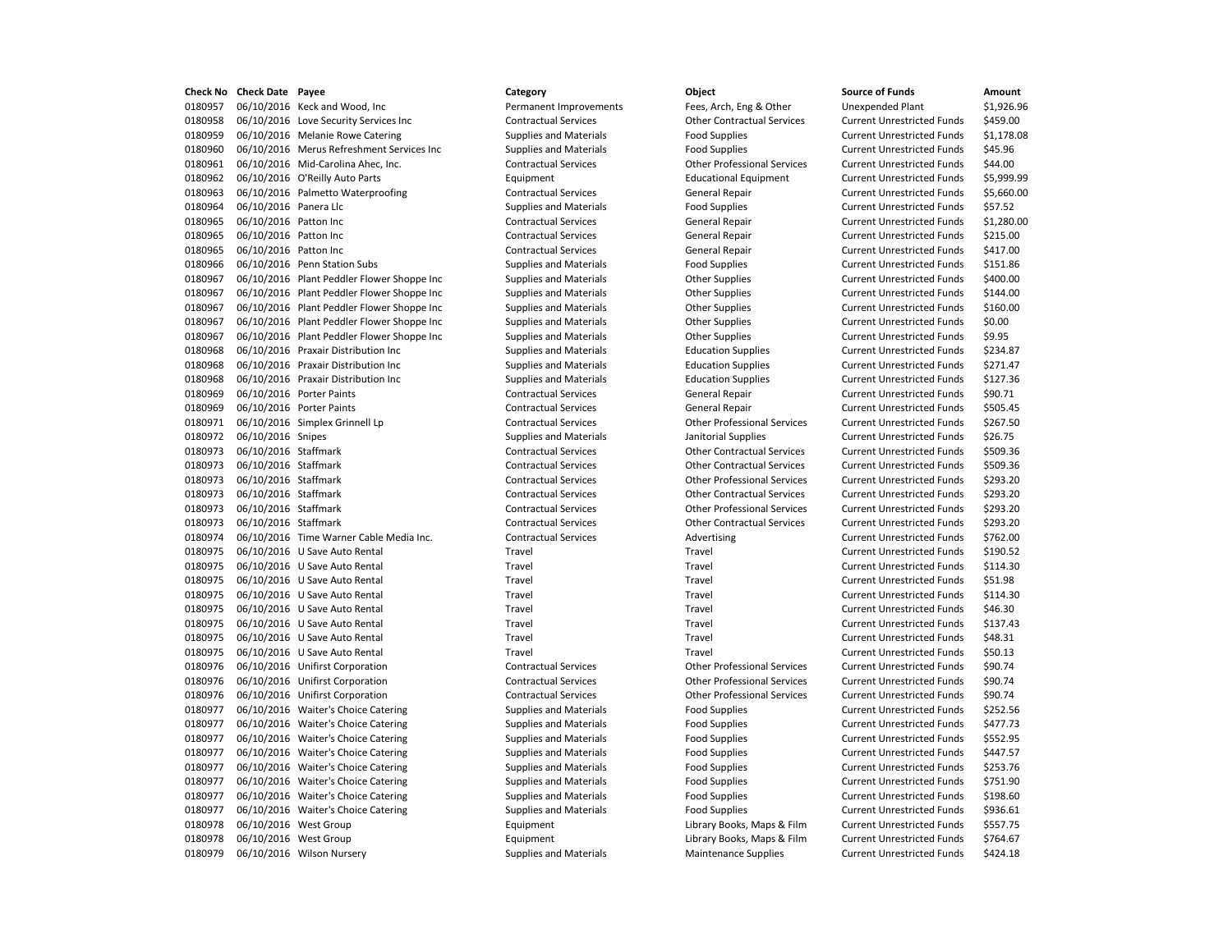| Check No | Check Date | Payee | Category | Object | Source of Funds | Amount |
|---|---|---|---|---|---|---|
| 0180957 | 06/10/2016 | Keck and Wood, Inc | Permanent Improvements | Fees, Arch, Eng & Other | Unexpended Plant | $1,926.96 |
| 0180958 | 06/10/2016 | Love Security Services Inc | Contractual Services | Other Contractual Services | Current Unrestricted Funds | $459.00 |
| 0180959 | 06/10/2016 | Melanie Rowe Catering | Supplies and Materials | Food Supplies | Current Unrestricted Funds | $1,178.08 |
| 0180960 | 06/10/2016 | Merus Refreshment Services Inc | Supplies and Materials | Food Supplies | Current Unrestricted Funds | $45.96 |
| 0180961 | 06/10/2016 | Mid-Carolina Ahec, Inc. | Contractual Services | Other Professional Services | Current Unrestricted Funds | $44.00 |
| 0180962 | 06/10/2016 | O'Reilly Auto Parts | Equipment | Educational Equipment | Current Unrestricted Funds | $5,999.99 |
| 0180963 | 06/10/2016 | Palmetto Waterproofing | Contractual Services | General Repair | Current Unrestricted Funds | $5,660.00 |
| 0180964 | 06/10/2016 | Panera Llc | Supplies and Materials | Food Supplies | Current Unrestricted Funds | $57.52 |
| 0180965 | 06/10/2016 | Patton Inc | Contractual Services | General Repair | Current Unrestricted Funds | $1,280.00 |
| 0180965 | 06/10/2016 | Patton Inc | Contractual Services | General Repair | Current Unrestricted Funds | $215.00 |
| 0180965 | 06/10/2016 | Patton Inc | Contractual Services | General Repair | Current Unrestricted Funds | $417.00 |
| 0180966 | 06/10/2016 | Penn Station Subs | Supplies and Materials | Food Supplies | Current Unrestricted Funds | $151.86 |
| 0180967 | 06/10/2016 | Plant Peddler Flower Shoppe Inc | Supplies and Materials | Other Supplies | Current Unrestricted Funds | $400.00 |
| 0180967 | 06/10/2016 | Plant Peddler Flower Shoppe Inc | Supplies and Materials | Other Supplies | Current Unrestricted Funds | $144.00 |
| 0180967 | 06/10/2016 | Plant Peddler Flower Shoppe Inc | Supplies and Materials | Other Supplies | Current Unrestricted Funds | $160.00 |
| 0180967 | 06/10/2016 | Plant Peddler Flower Shoppe Inc | Supplies and Materials | Other Supplies | Current Unrestricted Funds | $0.00 |
| 0180967 | 06/10/2016 | Plant Peddler Flower Shoppe Inc | Supplies and Materials | Other Supplies | Current Unrestricted Funds | $9.95 |
| 0180968 | 06/10/2016 | Praxair Distribution Inc | Supplies and Materials | Education Supplies | Current Unrestricted Funds | $234.87 |
| 0180968 | 06/10/2016 | Praxair Distribution Inc | Supplies and Materials | Education Supplies | Current Unrestricted Funds | $271.47 |
| 0180968 | 06/10/2016 | Praxair Distribution Inc | Supplies and Materials | Education Supplies | Current Unrestricted Funds | $127.36 |
| 0180969 | 06/10/2016 | Porter Paints | Contractual Services | General Repair | Current Unrestricted Funds | $90.71 |
| 0180969 | 06/10/2016 | Porter Paints | Contractual Services | General Repair | Current Unrestricted Funds | $505.45 |
| 0180971 | 06/10/2016 | Simplex Grinnell Lp | Contractual Services | Other Professional Services | Current Unrestricted Funds | $267.50 |
| 0180972 | 06/10/2016 | Snipes | Supplies and Materials | Janitorial Supplies | Current Unrestricted Funds | $26.75 |
| 0180973 | 06/10/2016 | Staffmark | Contractual Services | Other Contractual Services | Current Unrestricted Funds | $509.36 |
| 0180973 | 06/10/2016 | Staffmark | Contractual Services | Other Contractual Services | Current Unrestricted Funds | $509.36 |
| 0180973 | 06/10/2016 | Staffmark | Contractual Services | Other Professional Services | Current Unrestricted Funds | $293.20 |
| 0180973 | 06/10/2016 | Staffmark | Contractual Services | Other Contractual Services | Current Unrestricted Funds | $293.20 |
| 0180973 | 06/10/2016 | Staffmark | Contractual Services | Other Professional Services | Current Unrestricted Funds | $293.20 |
| 0180973 | 06/10/2016 | Staffmark | Contractual Services | Other Contractual Services | Current Unrestricted Funds | $293.20 |
| 0180974 | 06/10/2016 | Time Warner Cable Media Inc. | Contractual Services | Advertising | Current Unrestricted Funds | $762.00 |
| 0180975 | 06/10/2016 | U Save Auto Rental | Travel | Travel | Current Unrestricted Funds | $190.52 |
| 0180975 | 06/10/2016 | U Save Auto Rental | Travel | Travel | Current Unrestricted Funds | $114.30 |
| 0180975 | 06/10/2016 | U Save Auto Rental | Travel | Travel | Current Unrestricted Funds | $51.98 |
| 0180975 | 06/10/2016 | U Save Auto Rental | Travel | Travel | Current Unrestricted Funds | $114.30 |
| 0180975 | 06/10/2016 | U Save Auto Rental | Travel | Travel | Current Unrestricted Funds | $46.30 |
| 0180975 | 06/10/2016 | U Save Auto Rental | Travel | Travel | Current Unrestricted Funds | $137.43 |
| 0180975 | 06/10/2016 | U Save Auto Rental | Travel | Travel | Current Unrestricted Funds | $48.31 |
| 0180975 | 06/10/2016 | U Save Auto Rental | Travel | Travel | Current Unrestricted Funds | $50.13 |
| 0180976 | 06/10/2016 | Unifirst Corporation | Contractual Services | Other Professional Services | Current Unrestricted Funds | $90.74 |
| 0180976 | 06/10/2016 | Unifirst Corporation | Contractual Services | Other Professional Services | Current Unrestricted Funds | $90.74 |
| 0180976 | 06/10/2016 | Unifirst Corporation | Contractual Services | Other Professional Services | Current Unrestricted Funds | $90.74 |
| 0180977 | 06/10/2016 | Waiter's Choice Catering | Supplies and Materials | Food Supplies | Current Unrestricted Funds | $252.56 |
| 0180977 | 06/10/2016 | Waiter's Choice Catering | Supplies and Materials | Food Supplies | Current Unrestricted Funds | $477.73 |
| 0180977 | 06/10/2016 | Waiter's Choice Catering | Supplies and Materials | Food Supplies | Current Unrestricted Funds | $552.95 |
| 0180977 | 06/10/2016 | Waiter's Choice Catering | Supplies and Materials | Food Supplies | Current Unrestricted Funds | $447.57 |
| 0180977 | 06/10/2016 | Waiter's Choice Catering | Supplies and Materials | Food Supplies | Current Unrestricted Funds | $253.76 |
| 0180977 | 06/10/2016 | Waiter's Choice Catering | Supplies and Materials | Food Supplies | Current Unrestricted Funds | $751.90 |
| 0180977 | 06/10/2016 | Waiter's Choice Catering | Supplies and Materials | Food Supplies | Current Unrestricted Funds | $198.60 |
| 0180977 | 06/10/2016 | Waiter's Choice Catering | Supplies and Materials | Food Supplies | Current Unrestricted Funds | $936.61 |
| 0180978 | 06/10/2016 | West Group | Equipment | Library Books, Maps & Film | Current Unrestricted Funds | $557.75 |
| 0180978 | 06/10/2016 | West Group | Equipment | Library Books, Maps & Film | Current Unrestricted Funds | $764.67 |
| 0180979 | 06/10/2016 | Wilson Nursery | Supplies and Materials | Maintenance Supplies | Current Unrestricted Funds | $424.18 |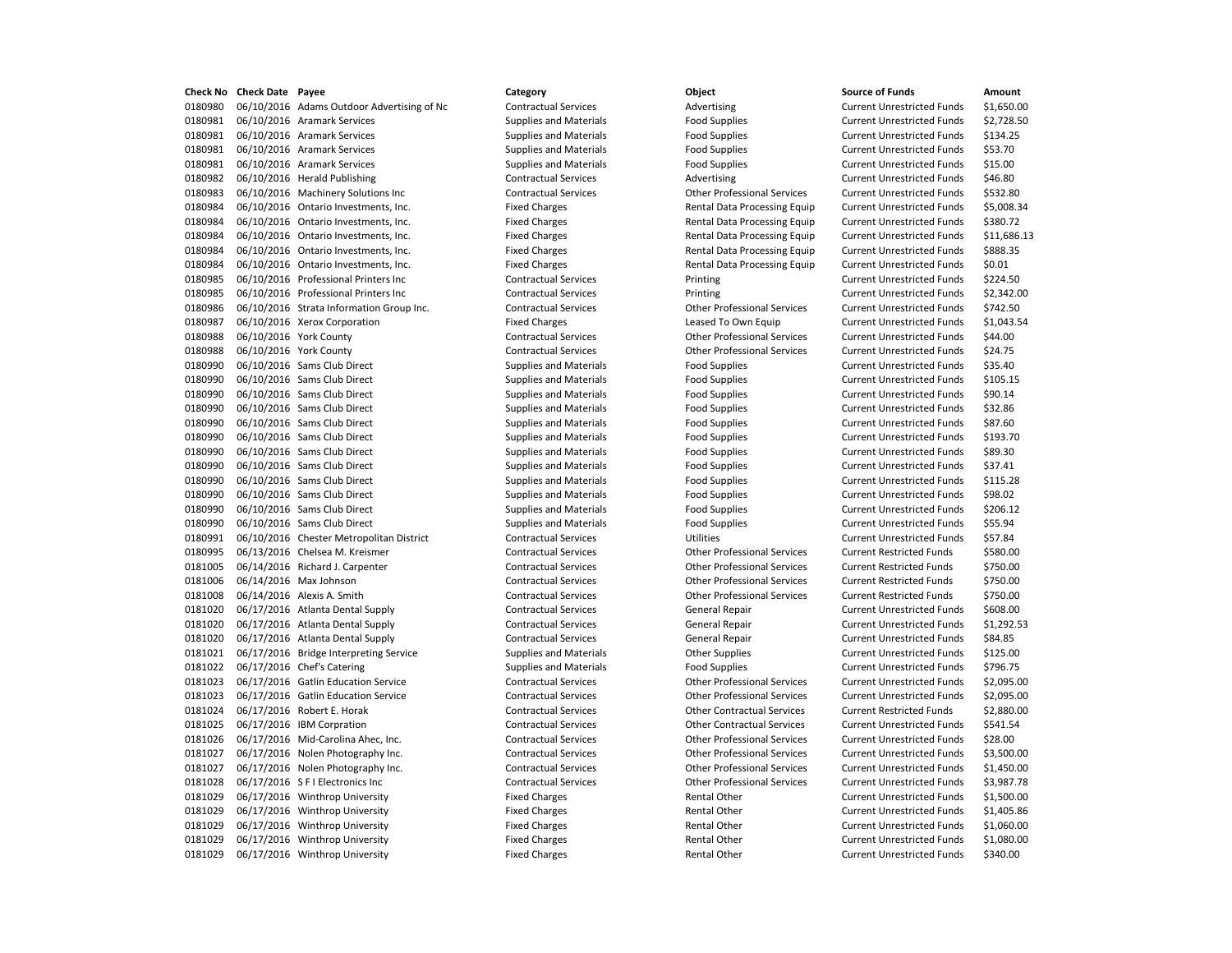| Check No | Check Date | Payee | Category | Object | Source of Funds | Amount |
|---|---|---|---|---|---|---|
| 0180980 | 06/10/2016 | Adams Outdoor Advertising of Nc | Contractual Services | Advertising | Current Unrestricted Funds | $1,650.00 |
| 0180981 | 06/10/2016 | Aramark Services | Supplies and Materials | Food Supplies | Current Unrestricted Funds | $2,728.50 |
| 0180981 | 06/10/2016 | Aramark Services | Supplies and Materials | Food Supplies | Current Unrestricted Funds | $134.25 |
| 0180981 | 06/10/2016 | Aramark Services | Supplies and Materials | Food Supplies | Current Unrestricted Funds | $53.70 |
| 0180981 | 06/10/2016 | Aramark Services | Supplies and Materials | Food Supplies | Current Unrestricted Funds | $15.00 |
| 0180982 | 06/10/2016 | Herald Publishing | Contractual Services | Advertising | Current Unrestricted Funds | $46.80 |
| 0180983 | 06/10/2016 | Machinery Solutions Inc | Contractual Services | Other Professional Services | Current Unrestricted Funds | $532.80 |
| 0180984 | 06/10/2016 | Ontario Investments, Inc. | Fixed Charges | Rental Data Processing Equip | Current Unrestricted Funds | $5,008.34 |
| 0180984 | 06/10/2016 | Ontario Investments, Inc. | Fixed Charges | Rental Data Processing Equip | Current Unrestricted Funds | $380.72 |
| 0180984 | 06/10/2016 | Ontario Investments, Inc. | Fixed Charges | Rental Data Processing Equip | Current Unrestricted Funds | $11,686.13 |
| 0180984 | 06/10/2016 | Ontario Investments, Inc. | Fixed Charges | Rental Data Processing Equip | Current Unrestricted Funds | $888.35 |
| 0180984 | 06/10/2016 | Ontario Investments, Inc. | Fixed Charges | Rental Data Processing Equip | Current Unrestricted Funds | $0.01 |
| 0180985 | 06/10/2016 | Professional Printers Inc | Contractual Services | Printing | Current Unrestricted Funds | $224.50 |
| 0180985 | 06/10/2016 | Professional Printers Inc | Contractual Services | Printing | Current Unrestricted Funds | $2,342.00 |
| 0180986 | 06/10/2016 | Strata Information Group Inc. | Contractual Services | Other Professional Services | Current Unrestricted Funds | $742.50 |
| 0180987 | 06/10/2016 | Xerox Corporation | Fixed Charges | Leased To Own Equip | Current Unrestricted Funds | $1,043.54 |
| 0180988 | 06/10/2016 | York County | Contractual Services | Other Professional Services | Current Unrestricted Funds | $44.00 |
| 0180988 | 06/10/2016 | York County | Contractual Services | Other Professional Services | Current Unrestricted Funds | $24.75 |
| 0180990 | 06/10/2016 | Sams Club Direct | Supplies and Materials | Food Supplies | Current Unrestricted Funds | $35.40 |
| 0180990 | 06/10/2016 | Sams Club Direct | Supplies and Materials | Food Supplies | Current Unrestricted Funds | $105.15 |
| 0180990 | 06/10/2016 | Sams Club Direct | Supplies and Materials | Food Supplies | Current Unrestricted Funds | $90.14 |
| 0180990 | 06/10/2016 | Sams Club Direct | Supplies and Materials | Food Supplies | Current Unrestricted Funds | $32.86 |
| 0180990 | 06/10/2016 | Sams Club Direct | Supplies and Materials | Food Supplies | Current Unrestricted Funds | $87.60 |
| 0180990 | 06/10/2016 | Sams Club Direct | Supplies and Materials | Food Supplies | Current Unrestricted Funds | $193.70 |
| 0180990 | 06/10/2016 | Sams Club Direct | Supplies and Materials | Food Supplies | Current Unrestricted Funds | $89.30 |
| 0180990 | 06/10/2016 | Sams Club Direct | Supplies and Materials | Food Supplies | Current Unrestricted Funds | $37.41 |
| 0180990 | 06/10/2016 | Sams Club Direct | Supplies and Materials | Food Supplies | Current Unrestricted Funds | $115.28 |
| 0180990 | 06/10/2016 | Sams Club Direct | Supplies and Materials | Food Supplies | Current Unrestricted Funds | $98.02 |
| 0180990 | 06/10/2016 | Sams Club Direct | Supplies and Materials | Food Supplies | Current Unrestricted Funds | $206.12 |
| 0180990 | 06/10/2016 | Sams Club Direct | Supplies and Materials | Food Supplies | Current Unrestricted Funds | $55.94 |
| 0180991 | 06/10/2016 | Chester Metropolitan District | Contractual Services | Utilities | Current Unrestricted Funds | $57.84 |
| 0180995 | 06/13/2016 | Chelsea M. Kreismer | Contractual Services | Other Professional Services | Current Restricted Funds | $580.00 |
| 0181005 | 06/14/2016 | Richard J. Carpenter | Contractual Services | Other Professional Services | Current Restricted Funds | $750.00 |
| 0181006 | 06/14/2016 | Max Johnson | Contractual Services | Other Professional Services | Current Restricted Funds | $750.00 |
| 0181008 | 06/14/2016 | Alexis A. Smith | Contractual Services | Other Professional Services | Current Restricted Funds | $750.00 |
| 0181020 | 06/17/2016 | Atlanta Dental Supply | Contractual Services | General Repair | Current Unrestricted Funds | $608.00 |
| 0181020 | 06/17/2016 | Atlanta Dental Supply | Contractual Services | General Repair | Current Unrestricted Funds | $1,292.53 |
| 0181020 | 06/17/2016 | Atlanta Dental Supply | Contractual Services | General Repair | Current Unrestricted Funds | $84.85 |
| 0181021 | 06/17/2016 | Bridge Interpreting Service | Supplies and Materials | Other Supplies | Current Unrestricted Funds | $125.00 |
| 0181022 | 06/17/2016 | Chef's Catering | Supplies and Materials | Food Supplies | Current Unrestricted Funds | $796.75 |
| 0181023 | 06/17/2016 | Gatlin Education Service | Contractual Services | Other Professional Services | Current Unrestricted Funds | $2,095.00 |
| 0181023 | 06/17/2016 | Gatlin Education Service | Contractual Services | Other Professional Services | Current Unrestricted Funds | $2,095.00 |
| 0181024 | 06/17/2016 | Robert E. Horak | Contractual Services | Other Contractual Services | Current Restricted Funds | $2,880.00 |
| 0181025 | 06/17/2016 | IBM Corpration | Contractual Services | Other Contractual Services | Current Unrestricted Funds | $541.54 |
| 0181026 | 06/17/2016 | Mid-Carolina Ahec, Inc. | Contractual Services | Other Professional Services | Current Unrestricted Funds | $28.00 |
| 0181027 | 06/17/2016 | Nolen Photography Inc. | Contractual Services | Other Professional Services | Current Unrestricted Funds | $3,500.00 |
| 0181027 | 06/17/2016 | Nolen Photography Inc. | Contractual Services | Other Professional Services | Current Unrestricted Funds | $1,450.00 |
| 0181028 | 06/17/2016 | S F I Electronics Inc | Contractual Services | Other Professional Services | Current Unrestricted Funds | $3,987.78 |
| 0181029 | 06/17/2016 | Winthrop University | Fixed Charges | Rental Other | Current Unrestricted Funds | $1,500.00 |
| 0181029 | 06/17/2016 | Winthrop University | Fixed Charges | Rental Other | Current Unrestricted Funds | $1,405.86 |
| 0181029 | 06/17/2016 | Winthrop University | Fixed Charges | Rental Other | Current Unrestricted Funds | $1,060.00 |
| 0181029 | 06/17/2016 | Winthrop University | Fixed Charges | Rental Other | Current Unrestricted Funds | $1,080.00 |
| 0181029 | 06/17/2016 | Winthrop University | Fixed Charges | Rental Other | Current Unrestricted Funds | $340.00 |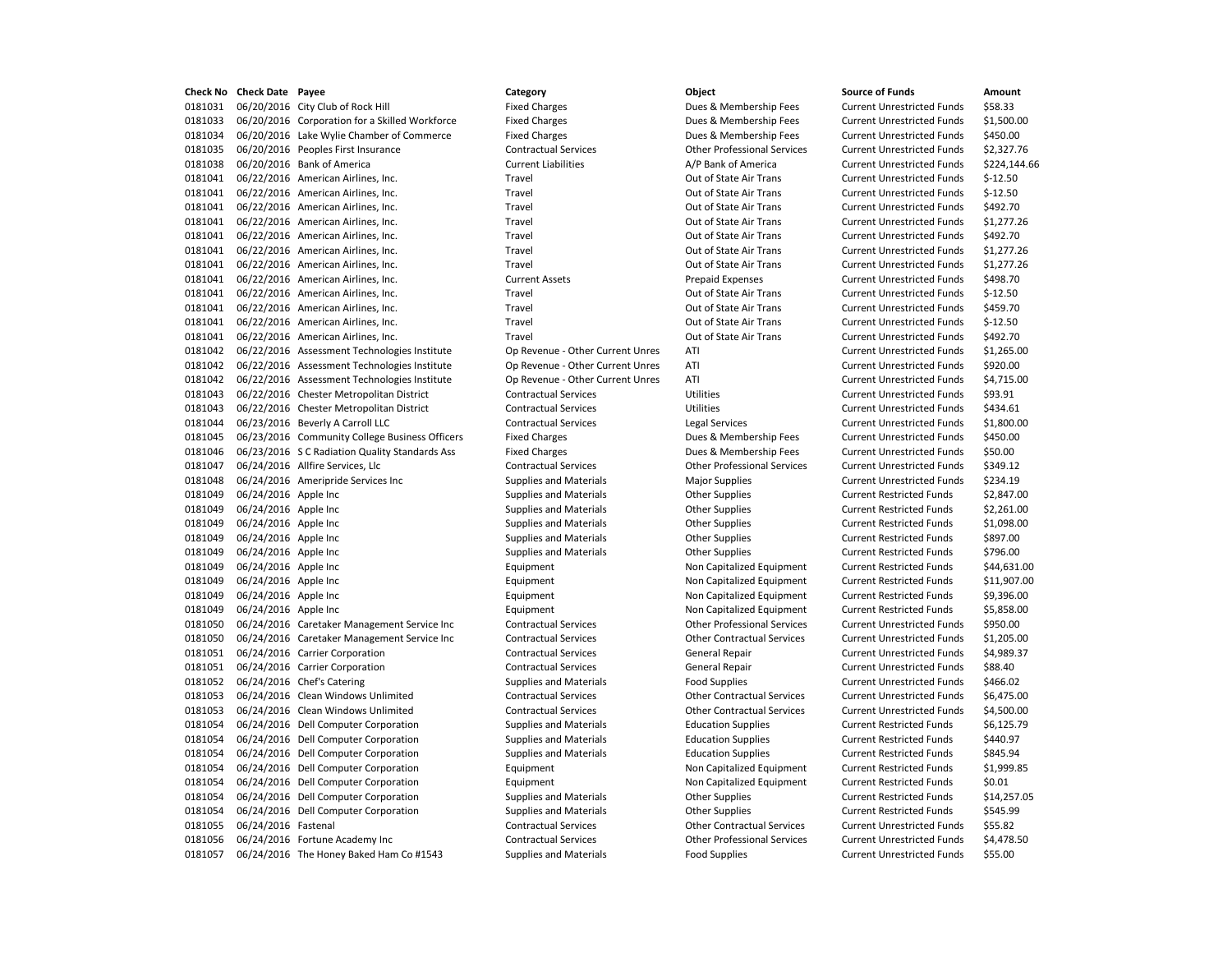| Check No | Check Date | Payee | Category | Object | Source of Funds | Amount |
| --- | --- | --- | --- | --- | --- | --- |
| 0181031 | 06/20/2016 | City Club of Rock Hill | Fixed Charges | Dues & Membership Fees | Current Unrestricted Funds | $58.33 |
| 0181033 | 06/20/2016 | Corporation for a Skilled Workforce | Fixed Charges | Dues & Membership Fees | Current Unrestricted Funds | $1,500.00 |
| 0181034 | 06/20/2016 | Lake Wylie Chamber of Commerce | Fixed Charges | Dues & Membership Fees | Current Unrestricted Funds | $450.00 |
| 0181035 | 06/20/2016 | Peoples First Insurance | Contractual Services | Other Professional Services | Current Unrestricted Funds | $2,327.76 |
| 0181038 | 06/20/2016 | Bank of America | Current Liabilities | A/P Bank of America | Current Unrestricted Funds | $224,144.66 |
| 0181041 | 06/22/2016 | American Airlines, Inc. | Travel | Out of State Air Trans | Current Unrestricted Funds | $-12.50 |
| 0181041 | 06/22/2016 | American Airlines, Inc. | Travel | Out of State Air Trans | Current Unrestricted Funds | $-12.50 |
| 0181041 | 06/22/2016 | American Airlines, Inc. | Travel | Out of State Air Trans | Current Unrestricted Funds | $492.70 |
| 0181041 | 06/22/2016 | American Airlines, Inc. | Travel | Out of State Air Trans | Current Unrestricted Funds | $1,277.26 |
| 0181041 | 06/22/2016 | American Airlines, Inc. | Travel | Out of State Air Trans | Current Unrestricted Funds | $492.70 |
| 0181041 | 06/22/2016 | American Airlines, Inc. | Travel | Out of State Air Trans | Current Unrestricted Funds | $1,277.26 |
| 0181041 | 06/22/2016 | American Airlines, Inc. | Travel | Out of State Air Trans | Current Unrestricted Funds | $1,277.26 |
| 0181041 | 06/22/2016 | American Airlines, Inc. | Current Assets | Prepaid Expenses | Current Unrestricted Funds | $498.70 |
| 0181041 | 06/22/2016 | American Airlines, Inc. | Travel | Out of State Air Trans | Current Unrestricted Funds | $-12.50 |
| 0181041 | 06/22/2016 | American Airlines, Inc. | Travel | Out of State Air Trans | Current Unrestricted Funds | $459.70 |
| 0181041 | 06/22/2016 | American Airlines, Inc. | Travel | Out of State Air Trans | Current Unrestricted Funds | $-12.50 |
| 0181041 | 06/22/2016 | American Airlines, Inc. | Travel | Out of State Air Trans | Current Unrestricted Funds | $492.70 |
| 0181042 | 06/22/2016 | Assessment Technologies Institute | Op Revenue - Other Current Unres | ATI | Current Unrestricted Funds | $1,265.00 |
| 0181042 | 06/22/2016 | Assessment Technologies Institute | Op Revenue - Other Current Unres | ATI | Current Unrestricted Funds | $920.00 |
| 0181042 | 06/22/2016 | Assessment Technologies Institute | Op Revenue - Other Current Unres | ATI | Current Unrestricted Funds | $4,715.00 |
| 0181043 | 06/22/2016 | Chester Metropolitan District | Contractual Services | Utilities | Current Unrestricted Funds | $93.91 |
| 0181043 | 06/22/2016 | Chester Metropolitan District | Contractual Services | Utilities | Current Unrestricted Funds | $434.61 |
| 0181044 | 06/23/2016 | Beverly A Carroll LLC | Contractual Services | Legal Services | Current Unrestricted Funds | $1,800.00 |
| 0181045 | 06/23/2016 | Community College Business Officers | Fixed Charges | Dues & Membership Fees | Current Unrestricted Funds | $450.00 |
| 0181046 | 06/23/2016 | S C Radiation Quality Standards Ass | Fixed Charges | Dues & Membership Fees | Current Unrestricted Funds | $50.00 |
| 0181047 | 06/24/2016 | Allfire Services, Llc | Contractual Services | Other Professional Services | Current Unrestricted Funds | $349.12 |
| 0181048 | 06/24/2016 | Ameripride Services Inc | Supplies and Materials | Major Supplies | Current Unrestricted Funds | $234.19 |
| 0181049 | 06/24/2016 | Apple Inc | Supplies and Materials | Other Supplies | Current Restricted Funds | $2,847.00 |
| 0181049 | 06/24/2016 | Apple Inc | Supplies and Materials | Other Supplies | Current Restricted Funds | $2,261.00 |
| 0181049 | 06/24/2016 | Apple Inc | Supplies and Materials | Other Supplies | Current Restricted Funds | $1,098.00 |
| 0181049 | 06/24/2016 | Apple Inc | Supplies and Materials | Other Supplies | Current Restricted Funds | $897.00 |
| 0181049 | 06/24/2016 | Apple Inc | Supplies and Materials | Other Supplies | Current Restricted Funds | $796.00 |
| 0181049 | 06/24/2016 | Apple Inc | Equipment | Non Capitalized Equipment | Current Restricted Funds | $44,631.00 |
| 0181049 | 06/24/2016 | Apple Inc | Equipment | Non Capitalized Equipment | Current Restricted Funds | $11,907.00 |
| 0181049 | 06/24/2016 | Apple Inc | Equipment | Non Capitalized Equipment | Current Restricted Funds | $9,396.00 |
| 0181049 | 06/24/2016 | Apple Inc | Equipment | Non Capitalized Equipment | Current Restricted Funds | $5,858.00 |
| 0181050 | 06/24/2016 | Caretaker Management Service Inc | Contractual Services | Other Professional Services | Current Unrestricted Funds | $950.00 |
| 0181050 | 06/24/2016 | Caretaker Management Service Inc | Contractual Services | Other Contractual Services | Current Unrestricted Funds | $1,205.00 |
| 0181051 | 06/24/2016 | Carrier Corporation | Contractual Services | General Repair | Current Unrestricted Funds | $4,989.37 |
| 0181051 | 06/24/2016 | Carrier Corporation | Contractual Services | General Repair | Current Unrestricted Funds | $88.40 |
| 0181052 | 06/24/2016 | Chef's Catering | Supplies and Materials | Food Supplies | Current Unrestricted Funds | $466.02 |
| 0181053 | 06/24/2016 | Clean Windows Unlimited | Contractual Services | Other Contractual Services | Current Unrestricted Funds | $6,475.00 |
| 0181053 | 06/24/2016 | Clean Windows Unlimited | Contractual Services | Other Contractual Services | Current Unrestricted Funds | $4,500.00 |
| 0181054 | 06/24/2016 | Dell Computer Corporation | Supplies and Materials | Education Supplies | Current Restricted Funds | $6,125.79 |
| 0181054 | 06/24/2016 | Dell Computer Corporation | Supplies and Materials | Education Supplies | Current Restricted Funds | $440.97 |
| 0181054 | 06/24/2016 | Dell Computer Corporation | Supplies and Materials | Education Supplies | Current Restricted Funds | $845.94 |
| 0181054 | 06/24/2016 | Dell Computer Corporation | Equipment | Non Capitalized Equipment | Current Restricted Funds | $1,999.85 |
| 0181054 | 06/24/2016 | Dell Computer Corporation | Equipment | Non Capitalized Equipment | Current Restricted Funds | $0.01 |
| 0181054 | 06/24/2016 | Dell Computer Corporation | Supplies and Materials | Other Supplies | Current Restricted Funds | $14,257.05 |
| 0181054 | 06/24/2016 | Dell Computer Corporation | Supplies and Materials | Other Supplies | Current Restricted Funds | $545.99 |
| 0181055 | 06/24/2016 | Fastenal | Contractual Services | Other Contractual Services | Current Unrestricted Funds | $55.82 |
| 0181056 | 06/24/2016 | Fortune Academy Inc | Contractual Services | Other Professional Services | Current Unrestricted Funds | $4,478.50 |
| 0181057 | 06/24/2016 | The Honey Baked Ham Co #1543 | Supplies and Materials | Food Supplies | Current Unrestricted Funds | $55.00 |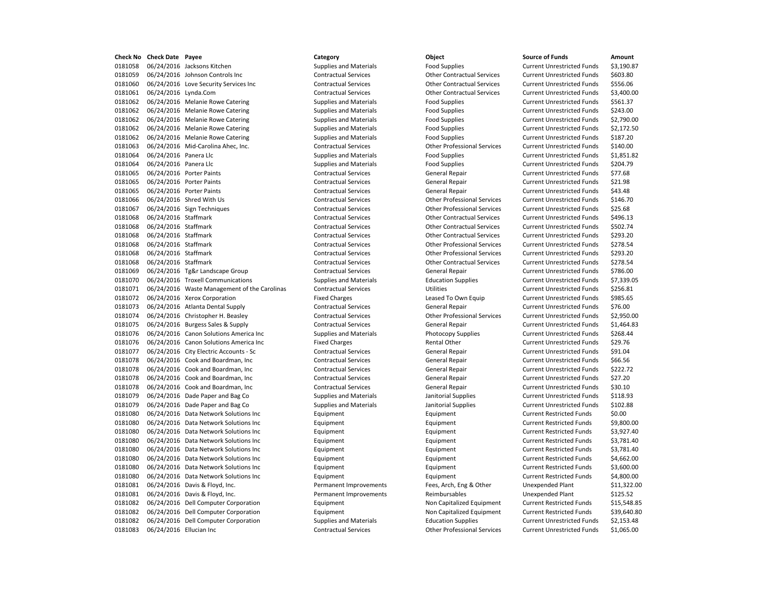| Check No | Check Date | Payee | Category | Object | Source of Funds | Amount |
|---|---|---|---|---|---|---|
| 0181058 | 06/24/2016 | Jacksons Kitchen | Supplies and Materials | Food Supplies | Current Unrestricted Funds | $3,190.87 |
| 0181059 | 06/24/2016 | Johnson Controls Inc | Contractual Services | Other Contractual Services | Current Unrestricted Funds | $603.80 |
| 0181060 | 06/24/2016 | Love Security Services Inc | Contractual Services | Other Contractual Services | Current Unrestricted Funds | $556.06 |
| 0181061 | 06/24/2016 | Lynda.Com | Contractual Services | Other Contractual Services | Current Unrestricted Funds | $3,400.00 |
| 0181062 | 06/24/2016 | Melanie Rowe Catering | Supplies and Materials | Food Supplies | Current Unrestricted Funds | $561.37 |
| 0181062 | 06/24/2016 | Melanie Rowe Catering | Supplies and Materials | Food Supplies | Current Unrestricted Funds | $243.00 |
| 0181062 | 06/24/2016 | Melanie Rowe Catering | Supplies and Materials | Food Supplies | Current Unrestricted Funds | $2,790.00 |
| 0181062 | 06/24/2016 | Melanie Rowe Catering | Supplies and Materials | Food Supplies | Current Unrestricted Funds | $2,172.50 |
| 0181062 | 06/24/2016 | Melanie Rowe Catering | Supplies and Materials | Food Supplies | Current Unrestricted Funds | $187.20 |
| 0181063 | 06/24/2016 | Mid-Carolina Ahec, Inc. | Contractual Services | Other Professional Services | Current Unrestricted Funds | $140.00 |
| 0181064 | 06/24/2016 | Panera Llc | Supplies and Materials | Food Supplies | Current Unrestricted Funds | $1,851.82 |
| 0181064 | 06/24/2016 | Panera Llc | Supplies and Materials | Food Supplies | Current Unrestricted Funds | $204.79 |
| 0181065 | 06/24/2016 | Porter Paints | Contractual Services | General Repair | Current Unrestricted Funds | $77.68 |
| 0181065 | 06/24/2016 | Porter Paints | Contractual Services | General Repair | Current Unrestricted Funds | $21.98 |
| 0181065 | 06/24/2016 | Porter Paints | Contractual Services | General Repair | Current Unrestricted Funds | $43.48 |
| 0181066 | 06/24/2016 | Shred With Us | Contractual Services | Other Professional Services | Current Unrestricted Funds | $146.70 |
| 0181067 | 06/24/2016 | Sign Techniques | Contractual Services | Other Professional Services | Current Unrestricted Funds | $25.68 |
| 0181068 | 06/24/2016 | Staffmark | Contractual Services | Other Contractual Services | Current Unrestricted Funds | $496.13 |
| 0181068 | 06/24/2016 | Staffmark | Contractual Services | Other Contractual Services | Current Unrestricted Funds | $502.74 |
| 0181068 | 06/24/2016 | Staffmark | Contractual Services | Other Contractual Services | Current Unrestricted Funds | $293.20 |
| 0181068 | 06/24/2016 | Staffmark | Contractual Services | Other Professional Services | Current Unrestricted Funds | $278.54 |
| 0181068 | 06/24/2016 | Staffmark | Contractual Services | Other Professional Services | Current Unrestricted Funds | $293.20 |
| 0181068 | 06/24/2016 | Staffmark | Contractual Services | Other Contractual Services | Current Unrestricted Funds | $278.54 |
| 0181069 | 06/24/2016 | Tg&r Landscape Group | Contractual Services | General Repair | Current Unrestricted Funds | $786.00 |
| 0181070 | 06/24/2016 | Troxell Communications | Supplies and Materials | Education Supplies | Current Unrestricted Funds | $7,339.05 |
| 0181071 | 06/24/2016 | Waste Management of the Carolinas | Contractual Services | Utilities | Current Unrestricted Funds | $256.81 |
| 0181072 | 06/24/2016 | Xerox Corporation | Fixed Charges | Leased To Own Equip | Current Unrestricted Funds | $985.65 |
| 0181073 | 06/24/2016 | Atlanta Dental Supply | Contractual Services | General Repair | Current Unrestricted Funds | $76.00 |
| 0181074 | 06/24/2016 | Christopher H. Beasley | Contractual Services | Other Professional Services | Current Unrestricted Funds | $2,950.00 |
| 0181075 | 06/24/2016 | Burgess Sales & Supply | Contractual Services | General Repair | Current Unrestricted Funds | $1,464.83 |
| 0181076 | 06/24/2016 | Canon Solutions America Inc | Supplies and Materials | Photocopy Supplies | Current Unrestricted Funds | $268.44 |
| 0181076 | 06/24/2016 | Canon Solutions America Inc | Fixed Charges | Rental Other | Current Unrestricted Funds | $29.76 |
| 0181077 | 06/24/2016 | City Electric Accounts - Sc | Contractual Services | General Repair | Current Unrestricted Funds | $91.04 |
| 0181078 | 06/24/2016 | Cook and Boardman, Inc | Contractual Services | General Repair | Current Unrestricted Funds | $66.56 |
| 0181078 | 06/24/2016 | Cook and Boardman, Inc | Contractual Services | General Repair | Current Unrestricted Funds | $222.72 |
| 0181078 | 06/24/2016 | Cook and Boardman, Inc | Contractual Services | General Repair | Current Unrestricted Funds | $27.20 |
| 0181078 | 06/24/2016 | Cook and Boardman, Inc | Contractual Services | General Repair | Current Unrestricted Funds | $30.10 |
| 0181079 | 06/24/2016 | Dade Paper and Bag Co | Supplies and Materials | Janitorial Supplies | Current Unrestricted Funds | $118.93 |
| 0181079 | 06/24/2016 | Dade Paper and Bag Co | Supplies and Materials | Janitorial Supplies | Current Unrestricted Funds | $102.88 |
| 0181080 | 06/24/2016 | Data Network Solutions Inc | Equipment | Equipment | Current Restricted Funds | $0.00 |
| 0181080 | 06/24/2016 | Data Network Solutions Inc | Equipment | Equipment | Current Restricted Funds | $9,800.00 |
| 0181080 | 06/24/2016 | Data Network Solutions Inc | Equipment | Equipment | Current Restricted Funds | $3,927.40 |
| 0181080 | 06/24/2016 | Data Network Solutions Inc | Equipment | Equipment | Current Restricted Funds | $3,781.40 |
| 0181080 | 06/24/2016 | Data Network Solutions Inc | Equipment | Equipment | Current Restricted Funds | $3,781.40 |
| 0181080 | 06/24/2016 | Data Network Solutions Inc | Equipment | Equipment | Current Restricted Funds | $4,662.00 |
| 0181080 | 06/24/2016 | Data Network Solutions Inc | Equipment | Equipment | Current Restricted Funds | $3,600.00 |
| 0181080 | 06/24/2016 | Data Network Solutions Inc | Equipment | Equipment | Current Restricted Funds | $4,800.00 |
| 0181081 | 06/24/2016 | Davis & Floyd, Inc. | Permanent Improvements | Fees, Arch, Eng & Other | Unexpended Plant | $11,322.00 |
| 0181081 | 06/24/2016 | Davis & Floyd, Inc. | Permanent Improvements | Reimbursables | Unexpended Plant | $125.52 |
| 0181082 | 06/24/2016 | Dell Computer Corporation | Equipment | Non Capitalized Equipment | Current Restricted Funds | $15,548.85 |
| 0181082 | 06/24/2016 | Dell Computer Corporation | Equipment | Non Capitalized Equipment | Current Restricted Funds | $39,640.80 |
| 0181082 | 06/24/2016 | Dell Computer Corporation | Supplies and Materials | Education Supplies | Current Unrestricted Funds | $2,153.48 |
| 0181083 | 06/24/2016 | Ellucian Inc | Contractual Services | Other Professional Services | Current Unrestricted Funds | $1,065.00 |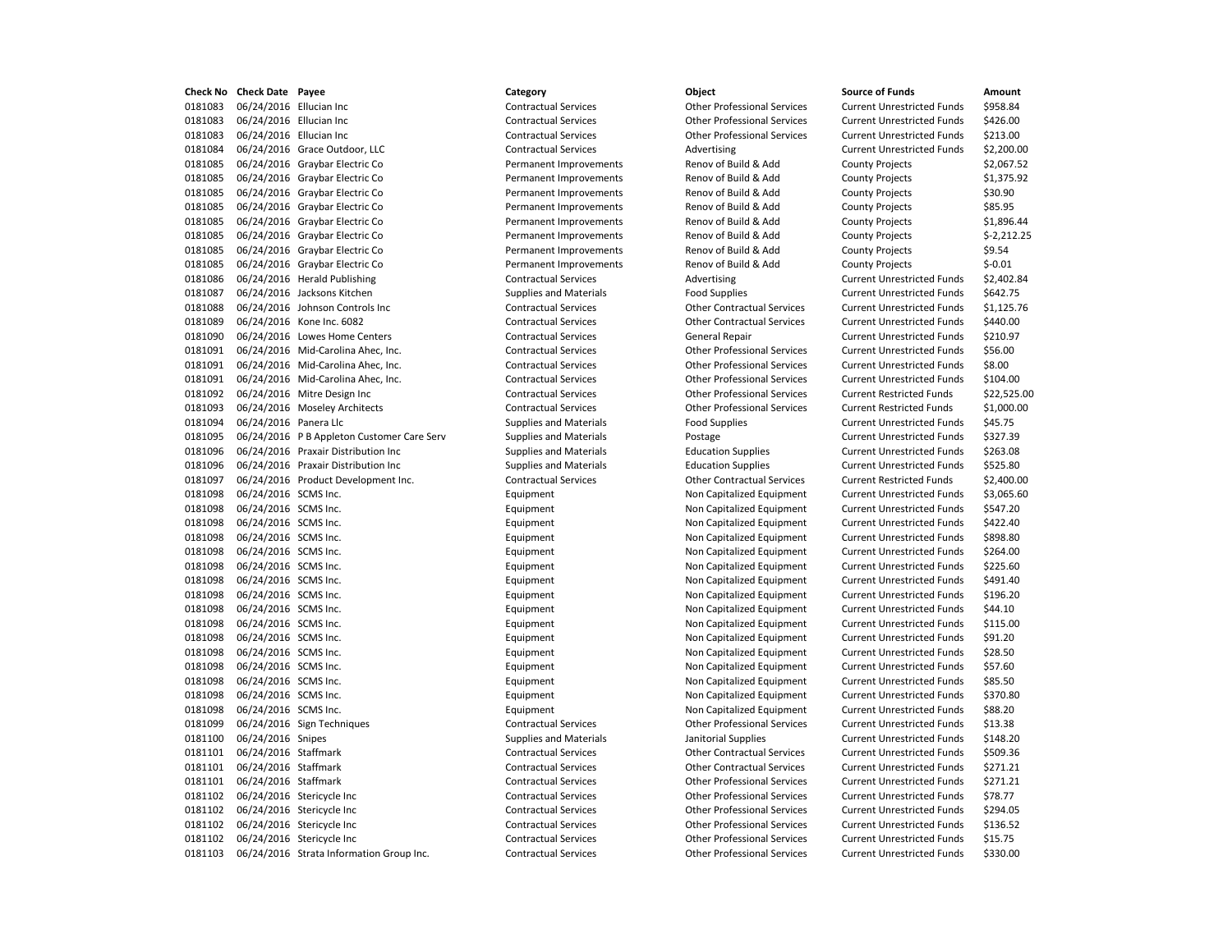| Check No | Check Date | Payee | Category | Object | Source of Funds | Amount |
|---|---|---|---|---|---|---|
| 0181083 | 06/24/2016 | Ellucian Inc | Contractual Services | Other Professional Services | Current Unrestricted Funds | $958.84 |
| 0181083 | 06/24/2016 | Ellucian Inc | Contractual Services | Other Professional Services | Current Unrestricted Funds | $426.00 |
| 0181083 | 06/24/2016 | Ellucian Inc | Contractual Services | Other Professional Services | Current Unrestricted Funds | $213.00 |
| 0181084 | 06/24/2016 | Grace Outdoor, LLC | Contractual Services | Advertising | Current Unrestricted Funds | $2,200.00 |
| 0181085 | 06/24/2016 | Graybar Electric Co | Permanent Improvements | Renov of Build & Add | County Projects | $2,067.52 |
| 0181085 | 06/24/2016 | Graybar Electric Co | Permanent Improvements | Renov of Build & Add | County Projects | $1,375.92 |
| 0181085 | 06/24/2016 | Graybar Electric Co | Permanent Improvements | Renov of Build & Add | County Projects | $30.90 |
| 0181085 | 06/24/2016 | Graybar Electric Co | Permanent Improvements | Renov of Build & Add | County Projects | $85.95 |
| 0181085 | 06/24/2016 | Graybar Electric Co | Permanent Improvements | Renov of Build & Add | County Projects | $1,896.44 |
| 0181085 | 06/24/2016 | Graybar Electric Co | Permanent Improvements | Renov of Build & Add | County Projects | $-2,212.25 |
| 0181085 | 06/24/2016 | Graybar Electric Co | Permanent Improvements | Renov of Build & Add | County Projects | $9.54 |
| 0181085 | 06/24/2016 | Graybar Electric Co | Permanent Improvements | Renov of Build & Add | County Projects | $-0.01 |
| 0181086 | 06/24/2016 | Herald Publishing | Contractual Services | Advertising | Current Unrestricted Funds | $2,402.84 |
| 0181087 | 06/24/2016 | Jacksons Kitchen | Supplies and Materials | Food Supplies | Current Unrestricted Funds | $642.75 |
| 0181088 | 06/24/2016 | Johnson Controls Inc | Contractual Services | Other Contractual Services | Current Unrestricted Funds | $1,125.76 |
| 0181089 | 06/24/2016 | Kone Inc. 6082 | Contractual Services | Other Contractual Services | Current Unrestricted Funds | $440.00 |
| 0181090 | 06/24/2016 | Lowes Home Centers | Contractual Services | General Repair | Current Unrestricted Funds | $210.97 |
| 0181091 | 06/24/2016 | Mid-Carolina Ahec, Inc. | Contractual Services | Other Professional Services | Current Unrestricted Funds | $56.00 |
| 0181091 | 06/24/2016 | Mid-Carolina Ahec, Inc. | Contractual Services | Other Professional Services | Current Unrestricted Funds | $8.00 |
| 0181091 | 06/24/2016 | Mid-Carolina Ahec, Inc. | Contractual Services | Other Professional Services | Current Unrestricted Funds | $104.00 |
| 0181092 | 06/24/2016 | Mitre Design Inc | Contractual Services | Other Professional Services | Current Restricted Funds | $22,525.00 |
| 0181093 | 06/24/2016 | Moseley Architects | Contractual Services | Other Professional Services | Current Restricted Funds | $1,000.00 |
| 0181094 | 06/24/2016 | Panera Llc | Supplies and Materials | Food Supplies | Current Unrestricted Funds | $45.75 |
| 0181095 | 06/24/2016 | P B Appleton Customer Care Serv | Supplies and Materials | Postage | Current Unrestricted Funds | $327.39 |
| 0181096 | 06/24/2016 | Praxair Distribution Inc | Supplies and Materials | Education Supplies | Current Unrestricted Funds | $263.08 |
| 0181096 | 06/24/2016 | Praxair Distribution Inc | Supplies and Materials | Education Supplies | Current Unrestricted Funds | $525.80 |
| 0181097 | 06/24/2016 | Product Development Inc. | Contractual Services | Other Contractual Services | Current Restricted Funds | $2,400.00 |
| 0181098 | 06/24/2016 | SCMS Inc. | Equipment | Non Capitalized Equipment | Current Unrestricted Funds | $3,065.60 |
| 0181098 | 06/24/2016 | SCMS Inc. | Equipment | Non Capitalized Equipment | Current Unrestricted Funds | $547.20 |
| 0181098 | 06/24/2016 | SCMS Inc. | Equipment | Non Capitalized Equipment | Current Unrestricted Funds | $422.40 |
| 0181098 | 06/24/2016 | SCMS Inc. | Equipment | Non Capitalized Equipment | Current Unrestricted Funds | $898.80 |
| 0181098 | 06/24/2016 | SCMS Inc. | Equipment | Non Capitalized Equipment | Current Unrestricted Funds | $264.00 |
| 0181098 | 06/24/2016 | SCMS Inc. | Equipment | Non Capitalized Equipment | Current Unrestricted Funds | $225.60 |
| 0181098 | 06/24/2016 | SCMS Inc. | Equipment | Non Capitalized Equipment | Current Unrestricted Funds | $491.40 |
| 0181098 | 06/24/2016 | SCMS Inc. | Equipment | Non Capitalized Equipment | Current Unrestricted Funds | $196.20 |
| 0181098 | 06/24/2016 | SCMS Inc. | Equipment | Non Capitalized Equipment | Current Unrestricted Funds | $44.10 |
| 0181098 | 06/24/2016 | SCMS Inc. | Equipment | Non Capitalized Equipment | Current Unrestricted Funds | $115.00 |
| 0181098 | 06/24/2016 | SCMS Inc. | Equipment | Non Capitalized Equipment | Current Unrestricted Funds | $91.20 |
| 0181098 | 06/24/2016 | SCMS Inc. | Equipment | Non Capitalized Equipment | Current Unrestricted Funds | $28.50 |
| 0181098 | 06/24/2016 | SCMS Inc. | Equipment | Non Capitalized Equipment | Current Unrestricted Funds | $57.60 |
| 0181098 | 06/24/2016 | SCMS Inc. | Equipment | Non Capitalized Equipment | Current Unrestricted Funds | $85.50 |
| 0181098 | 06/24/2016 | SCMS Inc. | Equipment | Non Capitalized Equipment | Current Unrestricted Funds | $370.80 |
| 0181098 | 06/24/2016 | SCMS Inc. | Equipment | Non Capitalized Equipment | Current Unrestricted Funds | $88.20 |
| 0181099 | 06/24/2016 | Sign Techniques | Contractual Services | Other Professional Services | Current Unrestricted Funds | $13.38 |
| 0181100 | 06/24/2016 | Snipes | Supplies and Materials | Janitorial Supplies | Current Unrestricted Funds | $148.20 |
| 0181101 | 06/24/2016 | Staffmark | Contractual Services | Other Contractual Services | Current Unrestricted Funds | $509.36 |
| 0181101 | 06/24/2016 | Staffmark | Contractual Services | Other Contractual Services | Current Unrestricted Funds | $271.21 |
| 0181101 | 06/24/2016 | Staffmark | Contractual Services | Other Professional Services | Current Unrestricted Funds | $271.21 |
| 0181102 | 06/24/2016 | Stericycle Inc | Contractual Services | Other Professional Services | Current Unrestricted Funds | $78.77 |
| 0181102 | 06/24/2016 | Stericycle Inc | Contractual Services | Other Professional Services | Current Unrestricted Funds | $294.05 |
| 0181102 | 06/24/2016 | Stericycle Inc | Contractual Services | Other Professional Services | Current Unrestricted Funds | $136.52 |
| 0181102 | 06/24/2016 | Stericycle Inc | Contractual Services | Other Professional Services | Current Unrestricted Funds | $15.75 |
| 0181103 | 06/24/2016 | Strata Information Group Inc. | Contractual Services | Other Professional Services | Current Unrestricted Funds | $330.00 |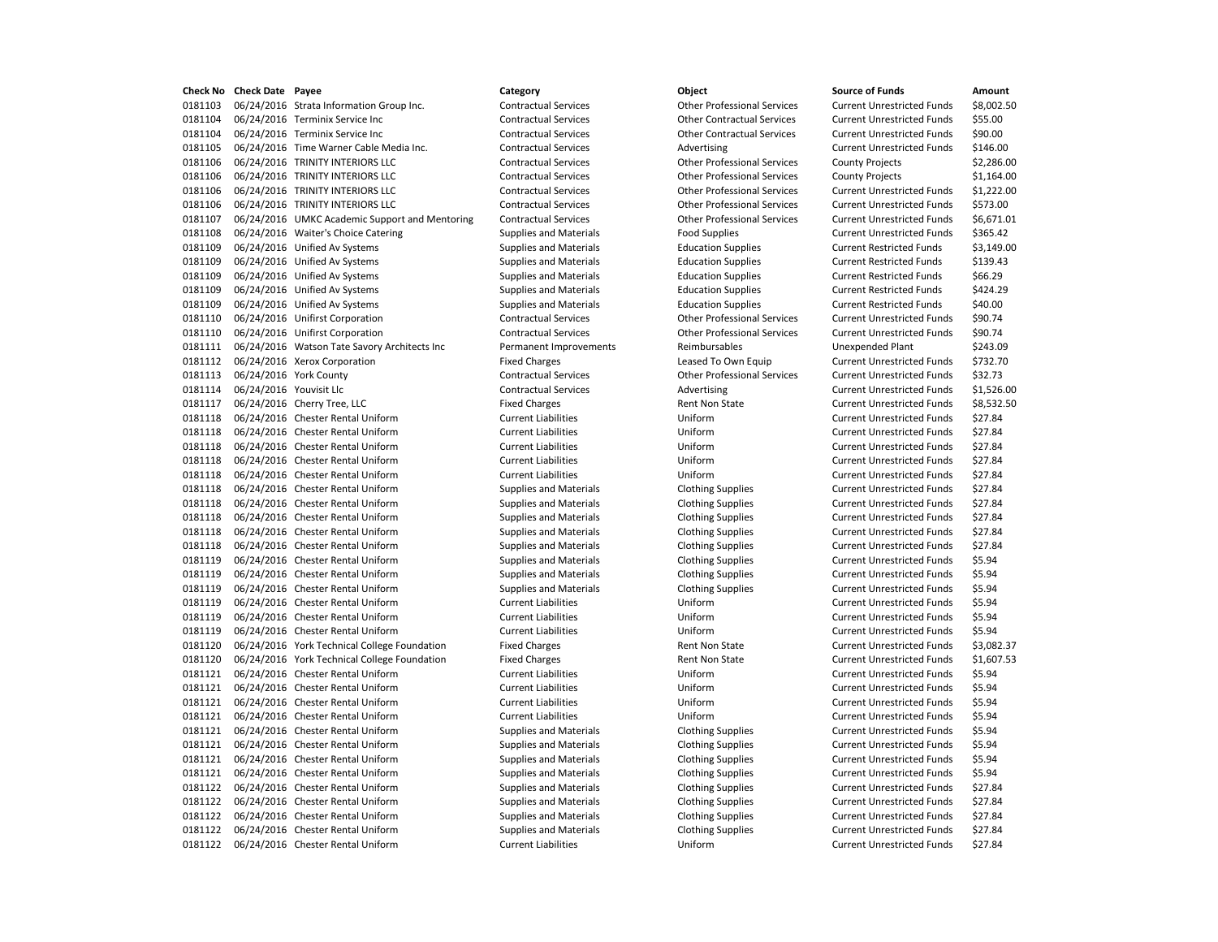| Check No | Check Date | Payee | Category | Object | Source of Funds | Amount |
|---|---|---|---|---|---|---|
| 0181103 | 06/24/2016 | Strata Information Group Inc. | Contractual Services | Other Professional Services | Current Unrestricted Funds | $8,002.50 |
| 0181104 | 06/24/2016 | Terminix Service Inc | Contractual Services | Other Contractual Services | Current Unrestricted Funds | $55.00 |
| 0181104 | 06/24/2016 | Terminix Service Inc | Contractual Services | Other Contractual Services | Current Unrestricted Funds | $90.00 |
| 0181105 | 06/24/2016 | Time Warner Cable Media Inc. | Contractual Services | Advertising | Current Unrestricted Funds | $146.00 |
| 0181106 | 06/24/2016 | TRINITY INTERIORS LLC | Contractual Services | Other Professional Services | County Projects | $2,286.00 |
| 0181106 | 06/24/2016 | TRINITY INTERIORS LLC | Contractual Services | Other Professional Services | County Projects | $1,164.00 |
| 0181106 | 06/24/2016 | TRINITY INTERIORS LLC | Contractual Services | Other Professional Services | Current Unrestricted Funds | $1,222.00 |
| 0181106 | 06/24/2016 | TRINITY INTERIORS LLC | Contractual Services | Other Professional Services | Current Unrestricted Funds | $573.00 |
| 0181107 | 06/24/2016 | UMKC Academic Support and Mentoring | Contractual Services | Other Professional Services | Current Unrestricted Funds | $6,671.01 |
| 0181108 | 06/24/2016 | Waiter's Choice Catering | Supplies and Materials | Food Supplies | Current Unrestricted Funds | $365.42 |
| 0181109 | 06/24/2016 | Unified Av Systems | Supplies and Materials | Education Supplies | Current Restricted Funds | $3,149.00 |
| 0181109 | 06/24/2016 | Unified Av Systems | Supplies and Materials | Education Supplies | Current Restricted Funds | $139.43 |
| 0181109 | 06/24/2016 | Unified Av Systems | Supplies and Materials | Education Supplies | Current Restricted Funds | $66.29 |
| 0181109 | 06/24/2016 | Unified Av Systems | Supplies and Materials | Education Supplies | Current Restricted Funds | $424.29 |
| 0181109 | 06/24/2016 | Unified Av Systems | Supplies and Materials | Education Supplies | Current Restricted Funds | $40.00 |
| 0181110 | 06/24/2016 | Unifirst Corporation | Contractual Services | Other Professional Services | Current Unrestricted Funds | $90.74 |
| 0181110 | 06/24/2016 | Unifirst Corporation | Contractual Services | Other Professional Services | Current Unrestricted Funds | $90.74 |
| 0181111 | 06/24/2016 | Watson Tate Savory Architects Inc | Permanent Improvements | Reimbursables | Unexpended Plant | $243.09 |
| 0181112 | 06/24/2016 | Xerox Corporation | Fixed Charges | Leased To Own Equip | Current Unrestricted Funds | $732.70 |
| 0181113 | 06/24/2016 | York County | Contractual Services | Other Professional Services | Current Unrestricted Funds | $32.73 |
| 0181114 | 06/24/2016 | Youvisit Llc | Contractual Services | Advertising | Current Unrestricted Funds | $1,526.00 |
| 0181117 | 06/24/2016 | Cherry Tree, LLC | Fixed Charges | Rent Non State | Current Unrestricted Funds | $8,532.50 |
| 0181118 | 06/24/2016 | Chester Rental Uniform | Current Liabilities | Uniform | Current Unrestricted Funds | $27.84 |
| 0181118 | 06/24/2016 | Chester Rental Uniform | Current Liabilities | Uniform | Current Unrestricted Funds | $27.84 |
| 0181118 | 06/24/2016 | Chester Rental Uniform | Current Liabilities | Uniform | Current Unrestricted Funds | $27.84 |
| 0181118 | 06/24/2016 | Chester Rental Uniform | Current Liabilities | Uniform | Current Unrestricted Funds | $27.84 |
| 0181118 | 06/24/2016 | Chester Rental Uniform | Current Liabilities | Uniform | Current Unrestricted Funds | $27.84 |
| 0181118 | 06/24/2016 | Chester Rental Uniform | Supplies and Materials | Clothing Supplies | Current Unrestricted Funds | $27.84 |
| 0181118 | 06/24/2016 | Chester Rental Uniform | Supplies and Materials | Clothing Supplies | Current Unrestricted Funds | $27.84 |
| 0181118 | 06/24/2016 | Chester Rental Uniform | Supplies and Materials | Clothing Supplies | Current Unrestricted Funds | $27.84 |
| 0181118 | 06/24/2016 | Chester Rental Uniform | Supplies and Materials | Clothing Supplies | Current Unrestricted Funds | $27.84 |
| 0181118 | 06/24/2016 | Chester Rental Uniform | Supplies and Materials | Clothing Supplies | Current Unrestricted Funds | $27.84 |
| 0181119 | 06/24/2016 | Chester Rental Uniform | Supplies and Materials | Clothing Supplies | Current Unrestricted Funds | $5.94 |
| 0181119 | 06/24/2016 | Chester Rental Uniform | Supplies and Materials | Clothing Supplies | Current Unrestricted Funds | $5.94 |
| 0181119 | 06/24/2016 | Chester Rental Uniform | Supplies and Materials | Clothing Supplies | Current Unrestricted Funds | $5.94 |
| 0181119 | 06/24/2016 | Chester Rental Uniform | Current Liabilities | Uniform | Current Unrestricted Funds | $5.94 |
| 0181119 | 06/24/2016 | Chester Rental Uniform | Current Liabilities | Uniform | Current Unrestricted Funds | $5.94 |
| 0181119 | 06/24/2016 | Chester Rental Uniform | Current Liabilities | Uniform | Current Unrestricted Funds | $5.94 |
| 0181120 | 06/24/2016 | York Technical College Foundation | Fixed Charges | Rent Non State | Current Unrestricted Funds | $3,082.37 |
| 0181120 | 06/24/2016 | York Technical College Foundation | Fixed Charges | Rent Non State | Current Unrestricted Funds | $1,607.53 |
| 0181121 | 06/24/2016 | Chester Rental Uniform | Current Liabilities | Uniform | Current Unrestricted Funds | $5.94 |
| 0181121 | 06/24/2016 | Chester Rental Uniform | Current Liabilities | Uniform | Current Unrestricted Funds | $5.94 |
| 0181121 | 06/24/2016 | Chester Rental Uniform | Current Liabilities | Uniform | Current Unrestricted Funds | $5.94 |
| 0181121 | 06/24/2016 | Chester Rental Uniform | Current Liabilities | Uniform | Current Unrestricted Funds | $5.94 |
| 0181121 | 06/24/2016 | Chester Rental Uniform | Supplies and Materials | Clothing Supplies | Current Unrestricted Funds | $5.94 |
| 0181121 | 06/24/2016 | Chester Rental Uniform | Supplies and Materials | Clothing Supplies | Current Unrestricted Funds | $5.94 |
| 0181121 | 06/24/2016 | Chester Rental Uniform | Supplies and Materials | Clothing Supplies | Current Unrestricted Funds | $5.94 |
| 0181121 | 06/24/2016 | Chester Rental Uniform | Supplies and Materials | Clothing Supplies | Current Unrestricted Funds | $5.94 |
| 0181122 | 06/24/2016 | Chester Rental Uniform | Supplies and Materials | Clothing Supplies | Current Unrestricted Funds | $27.84 |
| 0181122 | 06/24/2016 | Chester Rental Uniform | Supplies and Materials | Clothing Supplies | Current Unrestricted Funds | $27.84 |
| 0181122 | 06/24/2016 | Chester Rental Uniform | Supplies and Materials | Clothing Supplies | Current Unrestricted Funds | $27.84 |
| 0181122 | 06/24/2016 | Chester Rental Uniform | Supplies and Materials | Clothing Supplies | Current Unrestricted Funds | $27.84 |
| 0181122 | 06/24/2016 | Chester Rental Uniform | Current Liabilities | Uniform | Current Unrestricted Funds | $27.84 |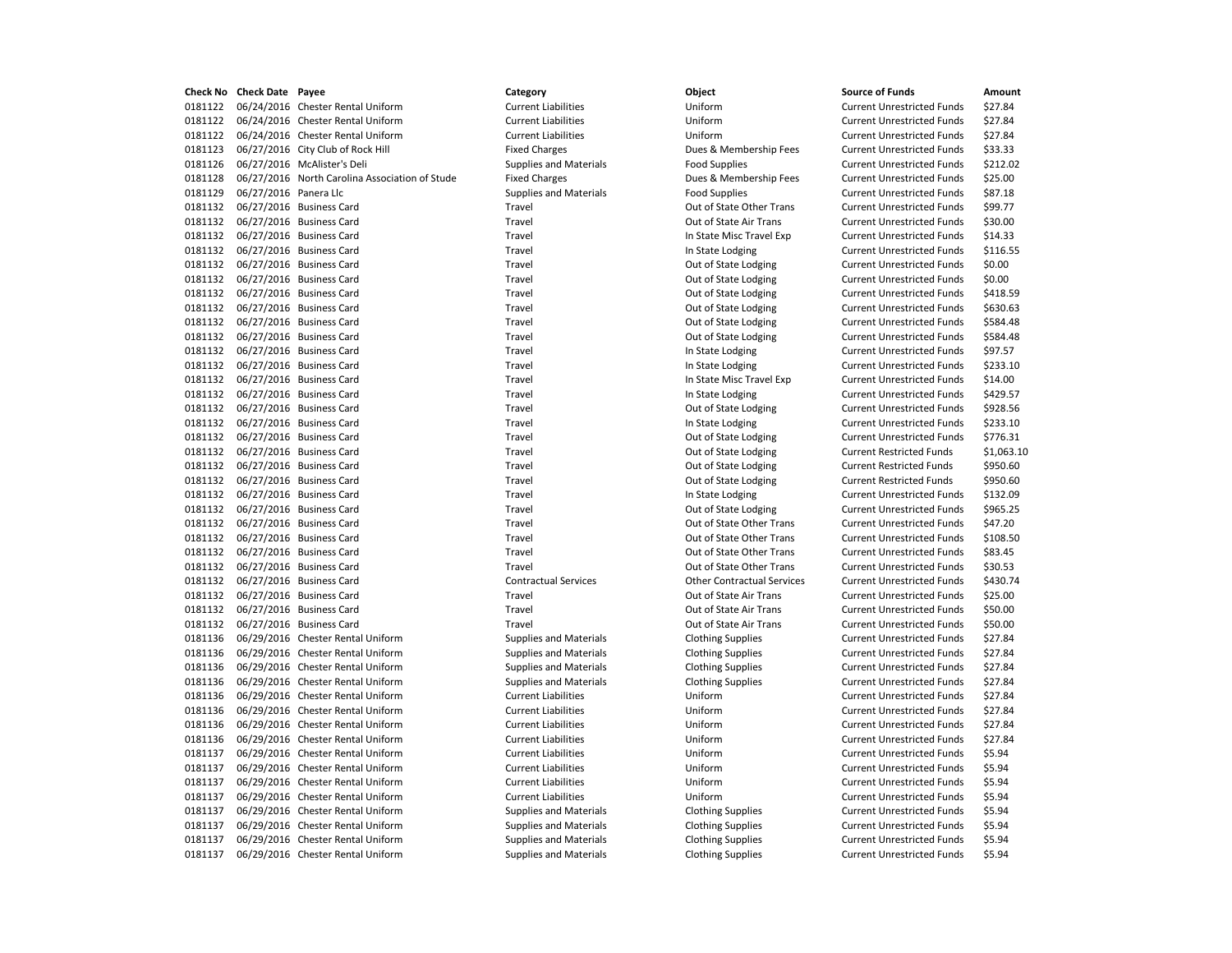| Check No | Check Date | Payee | Category | Object | Source of Funds | Amount |
|---|---|---|---|---|---|---|
| 0181122 | 06/24/2016 | Chester Rental Uniform | Current Liabilities | Uniform | Current Unrestricted Funds | $27.84 |
| 0181122 | 06/24/2016 | Chester Rental Uniform | Current Liabilities | Uniform | Current Unrestricted Funds | $27.84 |
| 0181122 | 06/24/2016 | Chester Rental Uniform | Current Liabilities | Uniform | Current Unrestricted Funds | $27.84 |
| 0181123 | 06/27/2016 | City Club of Rock Hill | Fixed Charges | Dues & Membership Fees | Current Unrestricted Funds | $33.33 |
| 0181126 | 06/27/2016 | McAlister's Deli | Supplies and Materials | Food Supplies | Current Unrestricted Funds | $212.02 |
| 0181128 | 06/27/2016 | North Carolina Association of Stude | Fixed Charges | Dues & Membership Fees | Current Unrestricted Funds | $25.00 |
| 0181129 | 06/27/2016 | Panera Llc | Supplies and Materials | Food Supplies | Current Unrestricted Funds | $87.18 |
| 0181132 | 06/27/2016 | Business Card | Travel | Out of State Other Trans | Current Unrestricted Funds | $99.77 |
| 0181132 | 06/27/2016 | Business Card | Travel | Out of State Air Trans | Current Unrestricted Funds | $30.00 |
| 0181132 | 06/27/2016 | Business Card | Travel | In State Misc Travel Exp | Current Unrestricted Funds | $14.33 |
| 0181132 | 06/27/2016 | Business Card | Travel | In State Lodging | Current Unrestricted Funds | $116.55 |
| 0181132 | 06/27/2016 | Business Card | Travel | Out of State Lodging | Current Unrestricted Funds | $0.00 |
| 0181132 | 06/27/2016 | Business Card | Travel | Out of State Lodging | Current Unrestricted Funds | $0.00 |
| 0181132 | 06/27/2016 | Business Card | Travel | Out of State Lodging | Current Unrestricted Funds | $418.59 |
| 0181132 | 06/27/2016 | Business Card | Travel | Out of State Lodging | Current Unrestricted Funds | $630.63 |
| 0181132 | 06/27/2016 | Business Card | Travel | Out of State Lodging | Current Unrestricted Funds | $584.48 |
| 0181132 | 06/27/2016 | Business Card | Travel | Out of State Lodging | Current Unrestricted Funds | $584.48 |
| 0181132 | 06/27/2016 | Business Card | Travel | In State Lodging | Current Unrestricted Funds | $97.57 |
| 0181132 | 06/27/2016 | Business Card | Travel | In State Lodging | Current Unrestricted Funds | $233.10 |
| 0181132 | 06/27/2016 | Business Card | Travel | In State Misc Travel Exp | Current Unrestricted Funds | $14.00 |
| 0181132 | 06/27/2016 | Business Card | Travel | In State Lodging | Current Unrestricted Funds | $429.57 |
| 0181132 | 06/27/2016 | Business Card | Travel | Out of State Lodging | Current Unrestricted Funds | $928.56 |
| 0181132 | 06/27/2016 | Business Card | Travel | In State Lodging | Current Unrestricted Funds | $233.10 |
| 0181132 | 06/27/2016 | Business Card | Travel | Out of State Lodging | Current Unrestricted Funds | $776.31 |
| 0181132 | 06/27/2016 | Business Card | Travel | Out of State Lodging | Current Restricted Funds | $1,063.10 |
| 0181132 | 06/27/2016 | Business Card | Travel | Out of State Lodging | Current Restricted Funds | $950.60 |
| 0181132 | 06/27/2016 | Business Card | Travel | Out of State Lodging | Current Restricted Funds | $950.60 |
| 0181132 | 06/27/2016 | Business Card | Travel | In State Lodging | Current Unrestricted Funds | $132.09 |
| 0181132 | 06/27/2016 | Business Card | Travel | Out of State Lodging | Current Unrestricted Funds | $965.25 |
| 0181132 | 06/27/2016 | Business Card | Travel | Out of State Other Trans | Current Unrestricted Funds | $47.20 |
| 0181132 | 06/27/2016 | Business Card | Travel | Out of State Other Trans | Current Unrestricted Funds | $108.50 |
| 0181132 | 06/27/2016 | Business Card | Travel | Out of State Other Trans | Current Unrestricted Funds | $83.45 |
| 0181132 | 06/27/2016 | Business Card | Travel | Out of State Other Trans | Current Unrestricted Funds | $30.53 |
| 0181132 | 06/27/2016 | Business Card | Contractual Services | Other Contractual Services | Current Unrestricted Funds | $430.74 |
| 0181132 | 06/27/2016 | Business Card | Travel | Out of State Air Trans | Current Unrestricted Funds | $25.00 |
| 0181132 | 06/27/2016 | Business Card | Travel | Out of State Air Trans | Current Unrestricted Funds | $50.00 |
| 0181132 | 06/27/2016 | Business Card | Travel | Out of State Air Trans | Current Unrestricted Funds | $50.00 |
| 0181136 | 06/29/2016 | Chester Rental Uniform | Supplies and Materials | Clothing Supplies | Current Unrestricted Funds | $27.84 |
| 0181136 | 06/29/2016 | Chester Rental Uniform | Supplies and Materials | Clothing Supplies | Current Unrestricted Funds | $27.84 |
| 0181136 | 06/29/2016 | Chester Rental Uniform | Supplies and Materials | Clothing Supplies | Current Unrestricted Funds | $27.84 |
| 0181136 | 06/29/2016 | Chester Rental Uniform | Supplies and Materials | Clothing Supplies | Current Unrestricted Funds | $27.84 |
| 0181136 | 06/29/2016 | Chester Rental Uniform | Current Liabilities | Uniform | Current Unrestricted Funds | $27.84 |
| 0181136 | 06/29/2016 | Chester Rental Uniform | Current Liabilities | Uniform | Current Unrestricted Funds | $27.84 |
| 0181136 | 06/29/2016 | Chester Rental Uniform | Current Liabilities | Uniform | Current Unrestricted Funds | $27.84 |
| 0181136 | 06/29/2016 | Chester Rental Uniform | Current Liabilities | Uniform | Current Unrestricted Funds | $27.84 |
| 0181137 | 06/29/2016 | Chester Rental Uniform | Current Liabilities | Uniform | Current Unrestricted Funds | $5.94 |
| 0181137 | 06/29/2016 | Chester Rental Uniform | Current Liabilities | Uniform | Current Unrestricted Funds | $5.94 |
| 0181137 | 06/29/2016 | Chester Rental Uniform | Current Liabilities | Uniform | Current Unrestricted Funds | $5.94 |
| 0181137 | 06/29/2016 | Chester Rental Uniform | Current Liabilities | Uniform | Current Unrestricted Funds | $5.94 |
| 0181137 | 06/29/2016 | Chester Rental Uniform | Supplies and Materials | Clothing Supplies | Current Unrestricted Funds | $5.94 |
| 0181137 | 06/29/2016 | Chester Rental Uniform | Supplies and Materials | Clothing Supplies | Current Unrestricted Funds | $5.94 |
| 0181137 | 06/29/2016 | Chester Rental Uniform | Supplies and Materials | Clothing Supplies | Current Unrestricted Funds | $5.94 |
| 0181137 | 06/29/2016 | Chester Rental Uniform | Supplies and Materials | Clothing Supplies | Current Unrestricted Funds | $5.94 |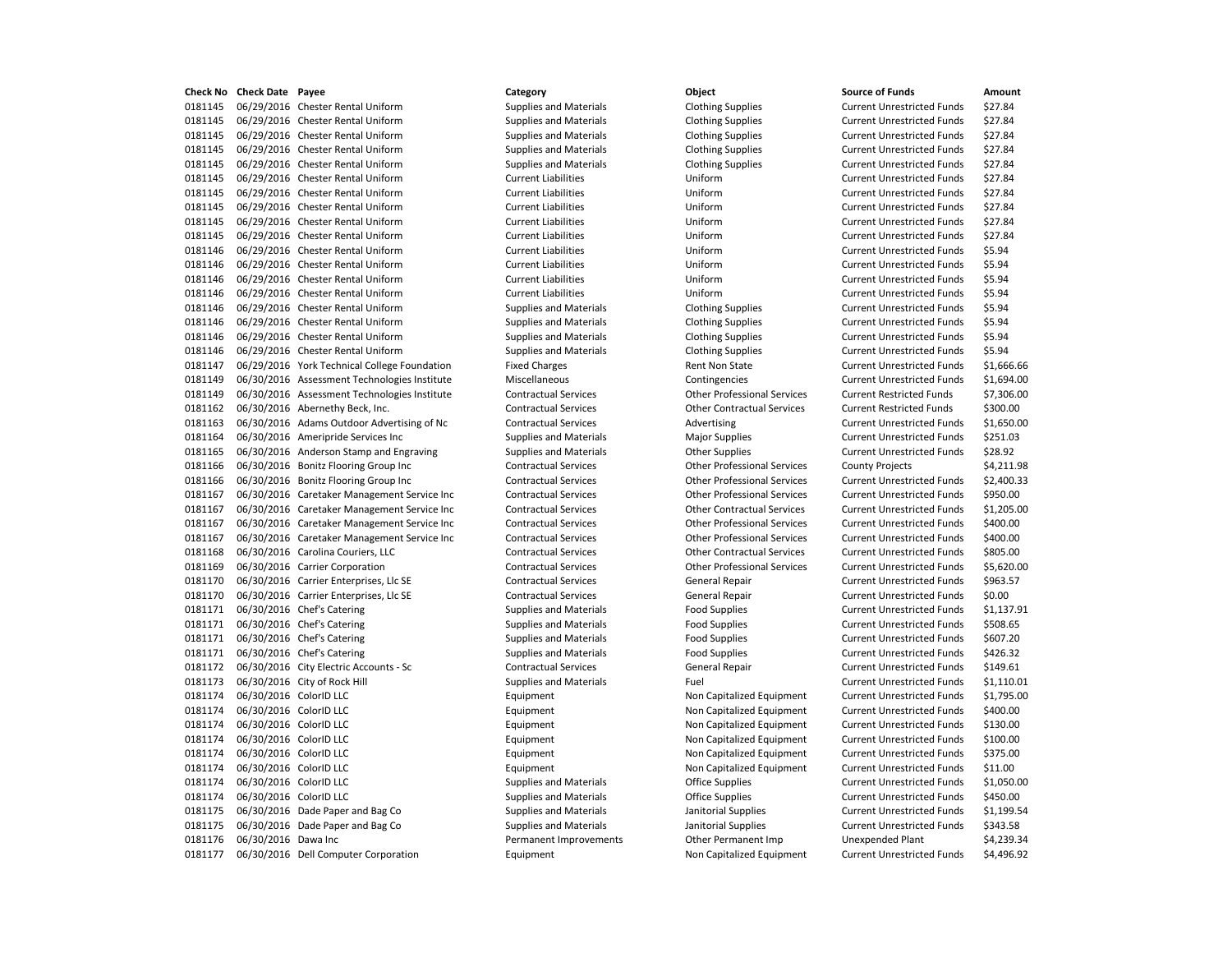| Check No | Check Date | Payee | Category | Object | Source of Funds | Amount |
|---|---|---|---|---|---|---|
| 0181145 | 06/29/2016 | Chester Rental Uniform | Supplies and Materials | Clothing Supplies | Current Unrestricted Funds | $27.84 |
| 0181145 | 06/29/2016 | Chester Rental Uniform | Supplies and Materials | Clothing Supplies | Current Unrestricted Funds | $27.84 |
| 0181145 | 06/29/2016 | Chester Rental Uniform | Supplies and Materials | Clothing Supplies | Current Unrestricted Funds | $27.84 |
| 0181145 | 06/29/2016 | Chester Rental Uniform | Supplies and Materials | Clothing Supplies | Current Unrestricted Funds | $27.84 |
| 0181145 | 06/29/2016 | Chester Rental Uniform | Supplies and Materials | Clothing Supplies | Current Unrestricted Funds | $27.84 |
| 0181145 | 06/29/2016 | Chester Rental Uniform | Current Liabilities | Uniform | Current Unrestricted Funds | $27.84 |
| 0181145 | 06/29/2016 | Chester Rental Uniform | Current Liabilities | Uniform | Current Unrestricted Funds | $27.84 |
| 0181145 | 06/29/2016 | Chester Rental Uniform | Current Liabilities | Uniform | Current Unrestricted Funds | $27.84 |
| 0181145 | 06/29/2016 | Chester Rental Uniform | Current Liabilities | Uniform | Current Unrestricted Funds | $27.84 |
| 0181145 | 06/29/2016 | Chester Rental Uniform | Current Liabilities | Uniform | Current Unrestricted Funds | $27.84 |
| 0181146 | 06/29/2016 | Chester Rental Uniform | Current Liabilities | Uniform | Current Unrestricted Funds | $5.94 |
| 0181146 | 06/29/2016 | Chester Rental Uniform | Current Liabilities | Uniform | Current Unrestricted Funds | $5.94 |
| 0181146 | 06/29/2016 | Chester Rental Uniform | Current Liabilities | Uniform | Current Unrestricted Funds | $5.94 |
| 0181146 | 06/29/2016 | Chester Rental Uniform | Current Liabilities | Uniform | Current Unrestricted Funds | $5.94 |
| 0181146 | 06/29/2016 | Chester Rental Uniform | Supplies and Materials | Clothing Supplies | Current Unrestricted Funds | $5.94 |
| 0181146 | 06/29/2016 | Chester Rental Uniform | Supplies and Materials | Clothing Supplies | Current Unrestricted Funds | $5.94 |
| 0181146 | 06/29/2016 | Chester Rental Uniform | Supplies and Materials | Clothing Supplies | Current Unrestricted Funds | $5.94 |
| 0181146 | 06/29/2016 | Chester Rental Uniform | Supplies and Materials | Clothing Supplies | Current Unrestricted Funds | $5.94 |
| 0181147 | 06/29/2016 | York Technical College Foundation | Fixed Charges | Rent Non State | Current Unrestricted Funds | $1,666.66 |
| 0181149 | 06/30/2016 | Assessment Technologies Institute | Miscellaneous | Contingencies | Current Unrestricted Funds | $1,694.00 |
| 0181149 | 06/30/2016 | Assessment Technologies Institute | Contractual Services | Other Professional Services | Current Restricted Funds | $7,306.00 |
| 0181162 | 06/30/2016 | Abernethy Beck, Inc. | Contractual Services | Other Contractual Services | Current Restricted Funds | $300.00 |
| 0181163 | 06/30/2016 | Adams Outdoor Advertising of Nc | Contractual Services | Advertising | Current Unrestricted Funds | $1,650.00 |
| 0181164 | 06/30/2016 | Ameripride Services Inc | Supplies and Materials | Major Supplies | Current Unrestricted Funds | $251.03 |
| 0181165 | 06/30/2016 | Anderson Stamp and Engraving | Supplies and Materials | Other Supplies | Current Unrestricted Funds | $28.92 |
| 0181166 | 06/30/2016 | Bonitz Flooring Group Inc | Contractual Services | Other Professional Services | County Projects | $4,211.98 |
| 0181166 | 06/30/2016 | Bonitz Flooring Group Inc | Contractual Services | Other Professional Services | Current Unrestricted Funds | $2,400.33 |
| 0181167 | 06/30/2016 | Caretaker Management Service Inc | Contractual Services | Other Professional Services | Current Unrestricted Funds | $950.00 |
| 0181167 | 06/30/2016 | Caretaker Management Service Inc | Contractual Services | Other Contractual Services | Current Unrestricted Funds | $1,205.00 |
| 0181167 | 06/30/2016 | Caretaker Management Service Inc | Contractual Services | Other Professional Services | Current Unrestricted Funds | $400.00 |
| 0181167 | 06/30/2016 | Caretaker Management Service Inc | Contractual Services | Other Professional Services | Current Unrestricted Funds | $400.00 |
| 0181168 | 06/30/2016 | Carolina Couriers, LLC | Contractual Services | Other Contractual Services | Current Unrestricted Funds | $805.00 |
| 0181169 | 06/30/2016 | Carrier Corporation | Contractual Services | Other Professional Services | Current Unrestricted Funds | $5,620.00 |
| 0181170 | 06/30/2016 | Carrier Enterprises, Llc SE | Contractual Services | General Repair | Current Unrestricted Funds | $963.57 |
| 0181170 | 06/30/2016 | Carrier Enterprises, Llc SE | Contractual Services | General Repair | Current Unrestricted Funds | $0.00 |
| 0181171 | 06/30/2016 | Chef's Catering | Supplies and Materials | Food Supplies | Current Unrestricted Funds | $1,137.91 |
| 0181171 | 06/30/2016 | Chef's Catering | Supplies and Materials | Food Supplies | Current Unrestricted Funds | $508.65 |
| 0181171 | 06/30/2016 | Chef's Catering | Supplies and Materials | Food Supplies | Current Unrestricted Funds | $607.20 |
| 0181171 | 06/30/2016 | Chef's Catering | Supplies and Materials | Food Supplies | Current Unrestricted Funds | $426.32 |
| 0181172 | 06/30/2016 | City Electric Accounts - Sc | Contractual Services | General Repair | Current Unrestricted Funds | $149.61 |
| 0181173 | 06/30/2016 | City of Rock Hill | Supplies and Materials | Fuel | Current Unrestricted Funds | $1,110.01 |
| 0181174 | 06/30/2016 | ColorID LLC | Equipment | Non Capitalized Equipment | Current Unrestricted Funds | $1,795.00 |
| 0181174 | 06/30/2016 | ColorID LLC | Equipment | Non Capitalized Equipment | Current Unrestricted Funds | $400.00 |
| 0181174 | 06/30/2016 | ColorID LLC | Equipment | Non Capitalized Equipment | Current Unrestricted Funds | $130.00 |
| 0181174 | 06/30/2016 | ColorID LLC | Equipment | Non Capitalized Equipment | Current Unrestricted Funds | $100.00 |
| 0181174 | 06/30/2016 | ColorID LLC | Equipment | Non Capitalized Equipment | Current Unrestricted Funds | $375.00 |
| 0181174 | 06/30/2016 | ColorID LLC | Equipment | Non Capitalized Equipment | Current Unrestricted Funds | $11.00 |
| 0181174 | 06/30/2016 | ColorID LLC | Supplies and Materials | Office Supplies | Current Unrestricted Funds | $1,050.00 |
| 0181174 | 06/30/2016 | ColorID LLC | Supplies and Materials | Office Supplies | Current Unrestricted Funds | $450.00 |
| 0181175 | 06/30/2016 | Dade Paper and Bag Co | Supplies and Materials | Janitorial Supplies | Current Unrestricted Funds | $1,199.54 |
| 0181175 | 06/30/2016 | Dade Paper and Bag Co | Supplies and Materials | Janitorial Supplies | Current Unrestricted Funds | $343.58 |
| 0181176 | 06/30/2016 | Dawa Inc | Permanent Improvements | Other Permanent Imp | Unexpended Plant | $4,239.34 |
| 0181177 | 06/30/2016 | Dell Computer Corporation | Equipment | Non Capitalized Equipment | Current Unrestricted Funds | $4,496.92 |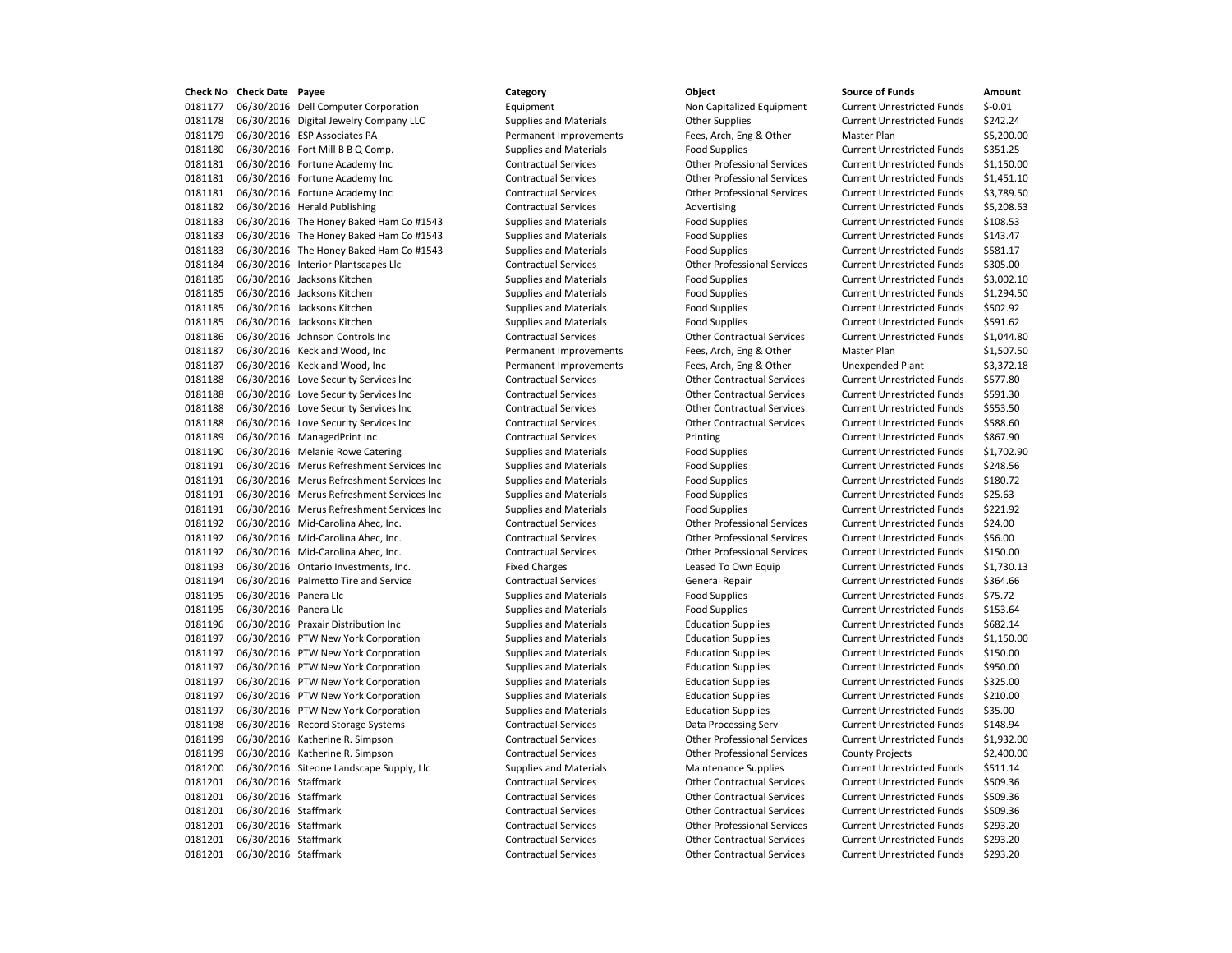| Check No | Check Date | Payee | Category | Object | Source of Funds | Amount |
|---|---|---|---|---|---|---|
| 0181177 | 06/30/2016 | Dell Computer Corporation | Equipment | Non Capitalized Equipment | Current Unrestricted Funds | $-0.01 |
| 0181178 | 06/30/2016 | Digital Jewelry Company LLC | Supplies and Materials | Other Supplies | Current Unrestricted Funds | $242.24 |
| 0181179 | 06/30/2016 | ESP Associates PA | Permanent Improvements | Fees, Arch, Eng & Other | Master Plan | $5,200.00 |
| 0181180 | 06/30/2016 | Fort Mill B B Q Comp. | Supplies and Materials | Food Supplies | Current Unrestricted Funds | $351.25 |
| 0181181 | 06/30/2016 | Fortune Academy Inc | Contractual Services | Other Professional Services | Current Unrestricted Funds | $1,150.00 |
| 0181181 | 06/30/2016 | Fortune Academy Inc | Contractual Services | Other Professional Services | Current Unrestricted Funds | $1,451.10 |
| 0181181 | 06/30/2016 | Fortune Academy Inc | Contractual Services | Other Professional Services | Current Unrestricted Funds | $3,789.50 |
| 0181182 | 06/30/2016 | Herald Publishing | Contractual Services | Advertising | Current Unrestricted Funds | $5,208.53 |
| 0181183 | 06/30/2016 | The Honey Baked Ham Co #1543 | Supplies and Materials | Food Supplies | Current Unrestricted Funds | $108.53 |
| 0181183 | 06/30/2016 | The Honey Baked Ham Co #1543 | Supplies and Materials | Food Supplies | Current Unrestricted Funds | $143.47 |
| 0181183 | 06/30/2016 | The Honey Baked Ham Co #1543 | Supplies and Materials | Food Supplies | Current Unrestricted Funds | $581.17 |
| 0181184 | 06/30/2016 | Interior Plantscapes Llc | Contractual Services | Other Professional Services | Current Unrestricted Funds | $305.00 |
| 0181185 | 06/30/2016 | Jacksons Kitchen | Supplies and Materials | Food Supplies | Current Unrestricted Funds | $3,002.10 |
| 0181185 | 06/30/2016 | Jacksons Kitchen | Supplies and Materials | Food Supplies | Current Unrestricted Funds | $1,294.50 |
| 0181185 | 06/30/2016 | Jacksons Kitchen | Supplies and Materials | Food Supplies | Current Unrestricted Funds | $502.92 |
| 0181185 | 06/30/2016 | Jacksons Kitchen | Supplies and Materials | Food Supplies | Current Unrestricted Funds | $591.62 |
| 0181186 | 06/30/2016 | Johnson Controls Inc | Contractual Services | Other Contractual Services | Current Unrestricted Funds | $1,044.80 |
| 0181187 | 06/30/2016 | Keck and Wood, Inc | Permanent Improvements | Fees, Arch, Eng & Other | Master Plan | $1,507.50 |
| 0181187 | 06/30/2016 | Keck and Wood, Inc | Permanent Improvements | Fees, Arch, Eng & Other | Unexpended Plant | $3,372.18 |
| 0181188 | 06/30/2016 | Love Security Services Inc | Contractual Services | Other Contractual Services | Current Unrestricted Funds | $577.80 |
| 0181188 | 06/30/2016 | Love Security Services Inc | Contractual Services | Other Contractual Services | Current Unrestricted Funds | $591.30 |
| 0181188 | 06/30/2016 | Love Security Services Inc | Contractual Services | Other Contractual Services | Current Unrestricted Funds | $553.50 |
| 0181188 | 06/30/2016 | Love Security Services Inc | Contractual Services | Other Contractual Services | Current Unrestricted Funds | $588.60 |
| 0181189 | 06/30/2016 | ManagedPrint Inc | Contractual Services | Printing | Current Unrestricted Funds | $867.90 |
| 0181190 | 06/30/2016 | Melanie Rowe Catering | Supplies and Materials | Food Supplies | Current Unrestricted Funds | $1,702.90 |
| 0181191 | 06/30/2016 | Merus Refreshment Services Inc | Supplies and Materials | Food Supplies | Current Unrestricted Funds | $248.56 |
| 0181191 | 06/30/2016 | Merus Refreshment Services Inc | Supplies and Materials | Food Supplies | Current Unrestricted Funds | $180.72 |
| 0181191 | 06/30/2016 | Merus Refreshment Services Inc | Supplies and Materials | Food Supplies | Current Unrestricted Funds | $25.63 |
| 0181191 | 06/30/2016 | Merus Refreshment Services Inc | Supplies and Materials | Food Supplies | Current Unrestricted Funds | $221.92 |
| 0181192 | 06/30/2016 | Mid-Carolina Ahec, Inc. | Contractual Services | Other Professional Services | Current Unrestricted Funds | $24.00 |
| 0181192 | 06/30/2016 | Mid-Carolina Ahec, Inc. | Contractual Services | Other Professional Services | Current Unrestricted Funds | $56.00 |
| 0181192 | 06/30/2016 | Mid-Carolina Ahec, Inc. | Contractual Services | Other Professional Services | Current Unrestricted Funds | $150.00 |
| 0181193 | 06/30/2016 | Ontario Investments, Inc. | Fixed Charges | Leased To Own Equip | Current Unrestricted Funds | $1,730.13 |
| 0181194 | 06/30/2016 | Palmetto Tire and Service | Contractual Services | General Repair | Current Unrestricted Funds | $364.66 |
| 0181195 | 06/30/2016 | Panera Llc | Supplies and Materials | Food Supplies | Current Unrestricted Funds | $75.72 |
| 0181195 | 06/30/2016 | Panera Llc | Supplies and Materials | Food Supplies | Current Unrestricted Funds | $153.64 |
| 0181196 | 06/30/2016 | Praxair Distribution Inc | Supplies and Materials | Education Supplies | Current Unrestricted Funds | $682.14 |
| 0181197 | 06/30/2016 | PTW New York Corporation | Supplies and Materials | Education Supplies | Current Unrestricted Funds | $1,150.00 |
| 0181197 | 06/30/2016 | PTW New York Corporation | Supplies and Materials | Education Supplies | Current Unrestricted Funds | $150.00 |
| 0181197 | 06/30/2016 | PTW New York Corporation | Supplies and Materials | Education Supplies | Current Unrestricted Funds | $950.00 |
| 0181197 | 06/30/2016 | PTW New York Corporation | Supplies and Materials | Education Supplies | Current Unrestricted Funds | $325.00 |
| 0181197 | 06/30/2016 | PTW New York Corporation | Supplies and Materials | Education Supplies | Current Unrestricted Funds | $210.00 |
| 0181197 | 06/30/2016 | PTW New York Corporation | Supplies and Materials | Education Supplies | Current Unrestricted Funds | $35.00 |
| 0181198 | 06/30/2016 | Record Storage Systems | Contractual Services | Data Processing Serv | Current Unrestricted Funds | $148.94 |
| 0181199 | 06/30/2016 | Katherine R. Simpson | Contractual Services | Other Professional Services | Current Unrestricted Funds | $1,932.00 |
| 0181199 | 06/30/2016 | Katherine R. Simpson | Contractual Services | Other Professional Services | County Projects | $2,400.00 |
| 0181200 | 06/30/2016 | Siteone Landscape Supply, Llc | Supplies and Materials | Maintenance Supplies | Current Unrestricted Funds | $511.14 |
| 0181201 | 06/30/2016 | Staffmark | Contractual Services | Other Contractual Services | Current Unrestricted Funds | $509.36 |
| 0181201 | 06/30/2016 | Staffmark | Contractual Services | Other Contractual Services | Current Unrestricted Funds | $509.36 |
| 0181201 | 06/30/2016 | Staffmark | Contractual Services | Other Contractual Services | Current Unrestricted Funds | $509.36 |
| 0181201 | 06/30/2016 | Staffmark | Contractual Services | Other Professional Services | Current Unrestricted Funds | $293.20 |
| 0181201 | 06/30/2016 | Staffmark | Contractual Services | Other Contractual Services | Current Unrestricted Funds | $293.20 |
| 0181201 | 06/30/2016 | Staffmark | Contractual Services | Other Contractual Services | Current Unrestricted Funds | $293.20 |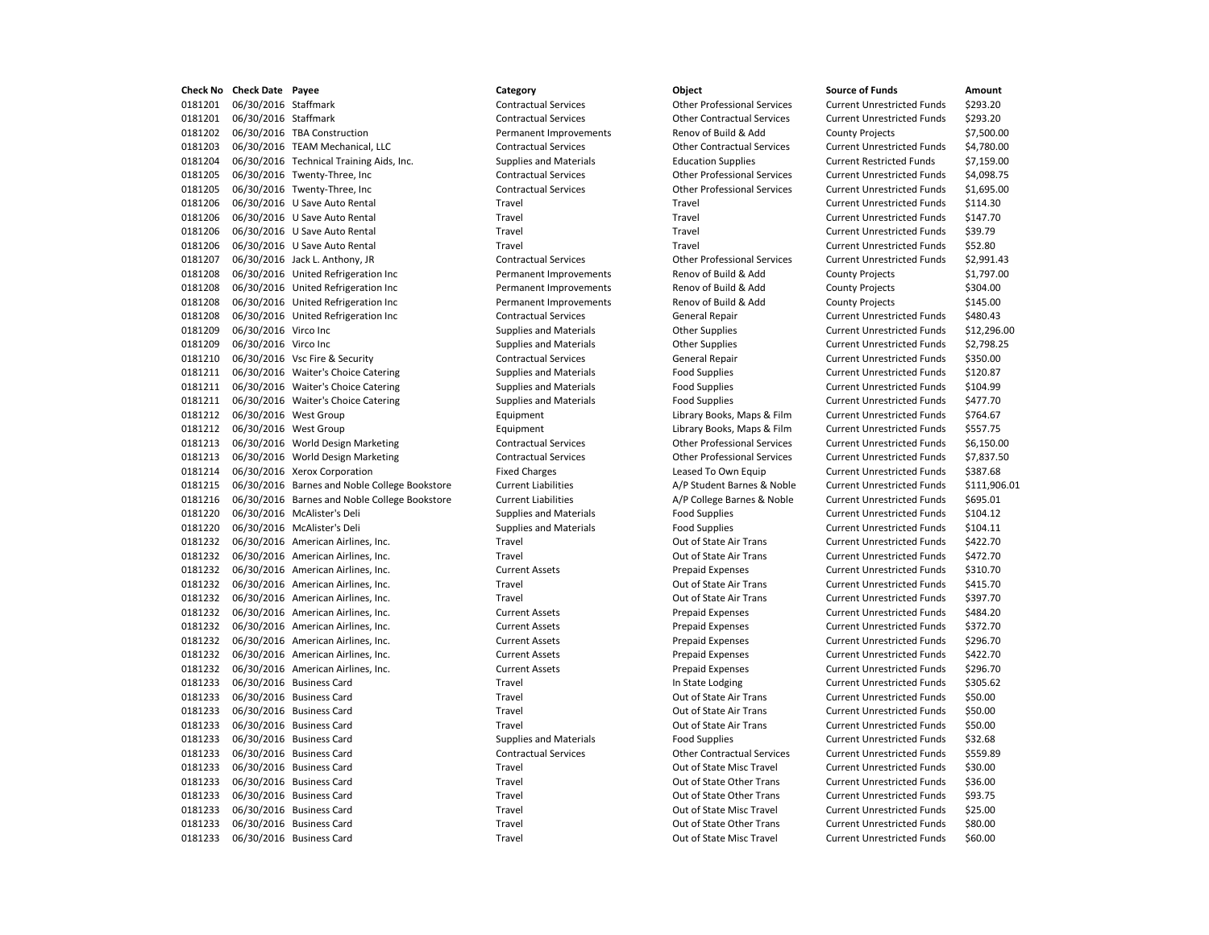| Check No | Check Date | Payee | Category | Object | Source of Funds | Amount |
|---|---|---|---|---|---|---|
| 0181201 | 06/30/2016 | Staffmark | Contractual Services | Other Professional Services | Current Unrestricted Funds | $293.20 |
| 0181201 | 06/30/2016 | Staffmark | Contractual Services | Other Contractual Services | Current Unrestricted Funds | $293.20 |
| 0181202 | 06/30/2016 | TBA Construction | Permanent Improvements | Renov of Build & Add | County Projects | $7,500.00 |
| 0181203 | 06/30/2016 | TEAM Mechanical, LLC | Contractual Services | Other Contractual Services | Current Unrestricted Funds | $4,780.00 |
| 0181204 | 06/30/2016 | Technical Training Aids, Inc. | Supplies and Materials | Education Supplies | Current Restricted Funds | $7,159.00 |
| 0181205 | 06/30/2016 | Twenty-Three, Inc | Contractual Services | Other Professional Services | Current Unrestricted Funds | $4,098.75 |
| 0181205 | 06/30/2016 | Twenty-Three, Inc | Contractual Services | Other Professional Services | Current Unrestricted Funds | $1,695.00 |
| 0181206 | 06/30/2016 | U Save Auto Rental | Travel | Travel | Current Unrestricted Funds | $114.30 |
| 0181206 | 06/30/2016 | U Save Auto Rental | Travel | Travel | Current Unrestricted Funds | $147.70 |
| 0181206 | 06/30/2016 | U Save Auto Rental | Travel | Travel | Current Unrestricted Funds | $39.79 |
| 0181206 | 06/30/2016 | U Save Auto Rental | Travel | Travel | Current Unrestricted Funds | $52.80 |
| 0181207 | 06/30/2016 | Jack L. Anthony, JR | Contractual Services | Other Professional Services | Current Unrestricted Funds | $2,991.43 |
| 0181208 | 06/30/2016 | United Refrigeration Inc | Permanent Improvements | Renov of Build & Add | County Projects | $1,797.00 |
| 0181208 | 06/30/2016 | United Refrigeration Inc | Permanent Improvements | Renov of Build & Add | County Projects | $304.00 |
| 0181208 | 06/30/2016 | United Refrigeration Inc | Permanent Improvements | Renov of Build & Add | County Projects | $145.00 |
| 0181208 | 06/30/2016 | United Refrigeration Inc | Contractual Services | General Repair | Current Unrestricted Funds | $480.43 |
| 0181209 | 06/30/2016 | Virco Inc | Supplies and Materials | Other Supplies | Current Unrestricted Funds | $12,296.00 |
| 0181209 | 06/30/2016 | Virco Inc | Supplies and Materials | Other Supplies | Current Unrestricted Funds | $2,798.25 |
| 0181210 | 06/30/2016 | Vsc Fire & Security | Contractual Services | General Repair | Current Unrestricted Funds | $350.00 |
| 0181211 | 06/30/2016 | Waiter's Choice Catering | Supplies and Materials | Food Supplies | Current Unrestricted Funds | $120.87 |
| 0181211 | 06/30/2016 | Waiter's Choice Catering | Supplies and Materials | Food Supplies | Current Unrestricted Funds | $104.99 |
| 0181211 | 06/30/2016 | Waiter's Choice Catering | Supplies and Materials | Food Supplies | Current Unrestricted Funds | $477.70 |
| 0181212 | 06/30/2016 | West Group | Equipment | Library Books, Maps & Film | Current Unrestricted Funds | $764.67 |
| 0181212 | 06/30/2016 | West Group | Equipment | Library Books, Maps & Film | Current Unrestricted Funds | $557.75 |
| 0181213 | 06/30/2016 | World Design Marketing | Contractual Services | Other Professional Services | Current Unrestricted Funds | $6,150.00 |
| 0181213 | 06/30/2016 | World Design Marketing | Contractual Services | Other Professional Services | Current Unrestricted Funds | $7,837.50 |
| 0181214 | 06/30/2016 | Xerox Corporation | Fixed Charges | Leased To Own Equip | Current Unrestricted Funds | $387.68 |
| 0181215 | 06/30/2016 | Barnes and Noble College Bookstore | Current Liabilities | A/P Student Barnes & Noble | Current Unrestricted Funds | $111,906.01 |
| 0181216 | 06/30/2016 | Barnes and Noble College Bookstore | Current Liabilities | A/P College Barnes & Noble | Current Unrestricted Funds | $695.01 |
| 0181220 | 06/30/2016 | McAlister's Deli | Supplies and Materials | Food Supplies | Current Unrestricted Funds | $104.12 |
| 0181220 | 06/30/2016 | McAlister's Deli | Supplies and Materials | Food Supplies | Current Unrestricted Funds | $104.11 |
| 0181232 | 06/30/2016 | American Airlines, Inc. | Travel | Out of State Air Trans | Current Unrestricted Funds | $422.70 |
| 0181232 | 06/30/2016 | American Airlines, Inc. | Travel | Out of State Air Trans | Current Unrestricted Funds | $472.70 |
| 0181232 | 06/30/2016 | American Airlines, Inc. | Current Assets | Prepaid Expenses | Current Unrestricted Funds | $310.70 |
| 0181232 | 06/30/2016 | American Airlines, Inc. | Travel | Out of State Air Trans | Current Unrestricted Funds | $415.70 |
| 0181232 | 06/30/2016 | American Airlines, Inc. | Travel | Out of State Air Trans | Current Unrestricted Funds | $397.70 |
| 0181232 | 06/30/2016 | American Airlines, Inc. | Current Assets | Prepaid Expenses | Current Unrestricted Funds | $484.20 |
| 0181232 | 06/30/2016 | American Airlines, Inc. | Current Assets | Prepaid Expenses | Current Unrestricted Funds | $372.70 |
| 0181232 | 06/30/2016 | American Airlines, Inc. | Current Assets | Prepaid Expenses | Current Unrestricted Funds | $296.70 |
| 0181232 | 06/30/2016 | American Airlines, Inc. | Current Assets | Prepaid Expenses | Current Unrestricted Funds | $422.70 |
| 0181232 | 06/30/2016 | American Airlines, Inc. | Current Assets | Prepaid Expenses | Current Unrestricted Funds | $296.70 |
| 0181233 | 06/30/2016 | Business Card | Travel | In State Lodging | Current Unrestricted Funds | $305.62 |
| 0181233 | 06/30/2016 | Business Card | Travel | Out of State Air Trans | Current Unrestricted Funds | $50.00 |
| 0181233 | 06/30/2016 | Business Card | Travel | Out of State Air Trans | Current Unrestricted Funds | $50.00 |
| 0181233 | 06/30/2016 | Business Card | Travel | Out of State Air Trans | Current Unrestricted Funds | $50.00 |
| 0181233 | 06/30/2016 | Business Card | Supplies and Materials | Food Supplies | Current Unrestricted Funds | $32.68 |
| 0181233 | 06/30/2016 | Business Card | Contractual Services | Other Contractual Services | Current Unrestricted Funds | $559.89 |
| 0181233 | 06/30/2016 | Business Card | Travel | Out of State Misc Travel | Current Unrestricted Funds | $30.00 |
| 0181233 | 06/30/2016 | Business Card | Travel | Out of State Other Trans | Current Unrestricted Funds | $36.00 |
| 0181233 | 06/30/2016 | Business Card | Travel | Out of State Other Trans | Current Unrestricted Funds | $93.75 |
| 0181233 | 06/30/2016 | Business Card | Travel | Out of State Misc Travel | Current Unrestricted Funds | $25.00 |
| 0181233 | 06/30/2016 | Business Card | Travel | Out of State Other Trans | Current Unrestricted Funds | $80.00 |
| 0181233 | 06/30/2016 | Business Card | Travel | Out of State Misc Travel | Current Unrestricted Funds | $60.00 |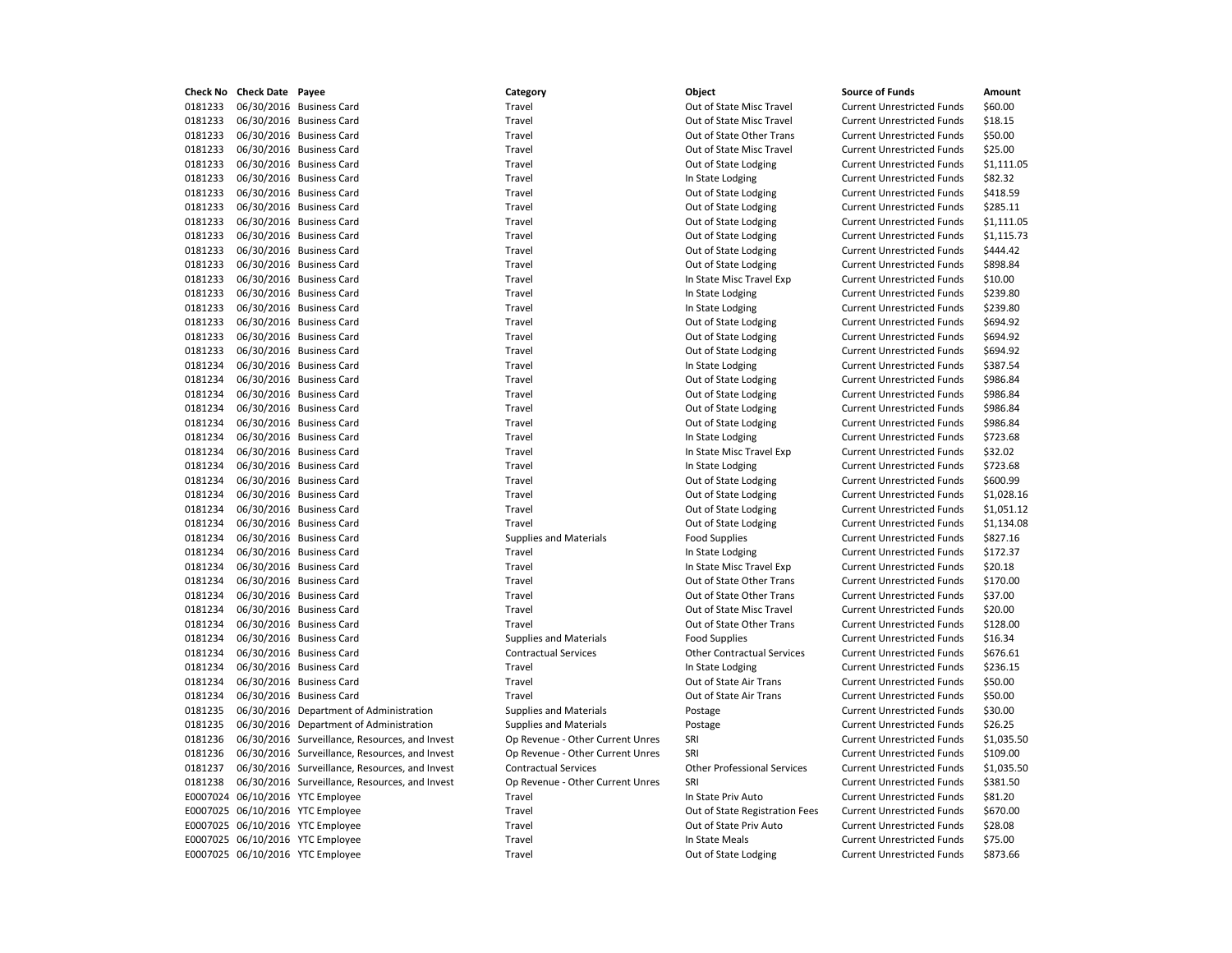| Check No | Check Date | Payee | Category | Object | Source of Funds | Amount |
|---|---|---|---|---|---|---|
| 0181233 | 06/30/2016 | Business Card | Travel | Out of State Misc Travel | Current Unrestricted Funds | $60.00 |
| 0181233 | 06/30/2016 | Business Card | Travel | Out of State Misc Travel | Current Unrestricted Funds | $18.15 |
| 0181233 | 06/30/2016 | Business Card | Travel | Out of State Other Trans | Current Unrestricted Funds | $50.00 |
| 0181233 | 06/30/2016 | Business Card | Travel | Out of State Misc Travel | Current Unrestricted Funds | $25.00 |
| 0181233 | 06/30/2016 | Business Card | Travel | Out of State Lodging | Current Unrestricted Funds | $1,111.05 |
| 0181233 | 06/30/2016 | Business Card | Travel | In State Lodging | Current Unrestricted Funds | $82.32 |
| 0181233 | 06/30/2016 | Business Card | Travel | Out of State Lodging | Current Unrestricted Funds | $418.59 |
| 0181233 | 06/30/2016 | Business Card | Travel | Out of State Lodging | Current Unrestricted Funds | $285.11 |
| 0181233 | 06/30/2016 | Business Card | Travel | Out of State Lodging | Current Unrestricted Funds | $1,111.05 |
| 0181233 | 06/30/2016 | Business Card | Travel | Out of State Lodging | Current Unrestricted Funds | $1,115.73 |
| 0181233 | 06/30/2016 | Business Card | Travel | Out of State Lodging | Current Unrestricted Funds | $444.42 |
| 0181233 | 06/30/2016 | Business Card | Travel | Out of State Lodging | Current Unrestricted Funds | $898.84 |
| 0181233 | 06/30/2016 | Business Card | Travel | In State Misc Travel Exp | Current Unrestricted Funds | $10.00 |
| 0181233 | 06/30/2016 | Business Card | Travel | In State Lodging | Current Unrestricted Funds | $239.80 |
| 0181233 | 06/30/2016 | Business Card | Travel | In State Lodging | Current Unrestricted Funds | $239.80 |
| 0181233 | 06/30/2016 | Business Card | Travel | Out of State Lodging | Current Unrestricted Funds | $694.92 |
| 0181233 | 06/30/2016 | Business Card | Travel | Out of State Lodging | Current Unrestricted Funds | $694.92 |
| 0181233 | 06/30/2016 | Business Card | Travel | Out of State Lodging | Current Unrestricted Funds | $694.92 |
| 0181234 | 06/30/2016 | Business Card | Travel | In State Lodging | Current Unrestricted Funds | $387.54 |
| 0181234 | 06/30/2016 | Business Card | Travel | Out of State Lodging | Current Unrestricted Funds | $986.84 |
| 0181234 | 06/30/2016 | Business Card | Travel | Out of State Lodging | Current Unrestricted Funds | $986.84 |
| 0181234 | 06/30/2016 | Business Card | Travel | Out of State Lodging | Current Unrestricted Funds | $986.84 |
| 0181234 | 06/30/2016 | Business Card | Travel | Out of State Lodging | Current Unrestricted Funds | $986.84 |
| 0181234 | 06/30/2016 | Business Card | Travel | In State Lodging | Current Unrestricted Funds | $723.68 |
| 0181234 | 06/30/2016 | Business Card | Travel | In State Misc Travel Exp | Current Unrestricted Funds | $32.02 |
| 0181234 | 06/30/2016 | Business Card | Travel | In State Lodging | Current Unrestricted Funds | $723.68 |
| 0181234 | 06/30/2016 | Business Card | Travel | Out of State Lodging | Current Unrestricted Funds | $600.99 |
| 0181234 | 06/30/2016 | Business Card | Travel | Out of State Lodging | Current Unrestricted Funds | $1,028.16 |
| 0181234 | 06/30/2016 | Business Card | Travel | Out of State Lodging | Current Unrestricted Funds | $1,051.12 |
| 0181234 | 06/30/2016 | Business Card | Travel | Out of State Lodging | Current Unrestricted Funds | $1,134.08 |
| 0181234 | 06/30/2016 | Business Card | Supplies and Materials | Food Supplies | Current Unrestricted Funds | $827.16 |
| 0181234 | 06/30/2016 | Business Card | Travel | In State Lodging | Current Unrestricted Funds | $172.37 |
| 0181234 | 06/30/2016 | Business Card | Travel | In State Misc Travel Exp | Current Unrestricted Funds | $20.18 |
| 0181234 | 06/30/2016 | Business Card | Travel | Out of State Other Trans | Current Unrestricted Funds | $170.00 |
| 0181234 | 06/30/2016 | Business Card | Travel | Out of State Other Trans | Current Unrestricted Funds | $37.00 |
| 0181234 | 06/30/2016 | Business Card | Travel | Out of State Misc Travel | Current Unrestricted Funds | $20.00 |
| 0181234 | 06/30/2016 | Business Card | Travel | Out of State Other Trans | Current Unrestricted Funds | $128.00 |
| 0181234 | 06/30/2016 | Business Card | Supplies and Materials | Food Supplies | Current Unrestricted Funds | $16.34 |
| 0181234 | 06/30/2016 | Business Card | Contractual Services | Other Contractual Services | Current Unrestricted Funds | $676.61 |
| 0181234 | 06/30/2016 | Business Card | Travel | In State Lodging | Current Unrestricted Funds | $236.15 |
| 0181234 | 06/30/2016 | Business Card | Travel | Out of State Air Trans | Current Unrestricted Funds | $50.00 |
| 0181234 | 06/30/2016 | Business Card | Travel | Out of State Air Trans | Current Unrestricted Funds | $50.00 |
| 0181235 | 06/30/2016 | Department of Administration | Supplies and Materials | Postage | Current Unrestricted Funds | $30.00 |
| 0181235 | 06/30/2016 | Department of Administration | Supplies and Materials | Postage | Current Unrestricted Funds | $26.25 |
| 0181236 | 06/30/2016 | Surveillance, Resources, and Invest | Op Revenue - Other Current Unres | SRI | Current Unrestricted Funds | $1,035.50 |
| 0181236 | 06/30/2016 | Surveillance, Resources, and Invest | Op Revenue - Other Current Unres | SRI | Current Unrestricted Funds | $109.00 |
| 0181237 | 06/30/2016 | Surveillance, Resources, and Invest | Contractual Services | Other Professional Services | Current Unrestricted Funds | $1,035.50 |
| 0181238 | 06/30/2016 | Surveillance, Resources, and Invest | Op Revenue - Other Current Unres | SRI | Current Unrestricted Funds | $381.50 |
| E0007024 | 06/10/2016 | YTC Employee | Travel | In State Priv Auto | Current Unrestricted Funds | $81.20 |
| E0007025 | 06/10/2016 | YTC Employee | Travel | Out of State Registration Fees | Current Unrestricted Funds | $670.00 |
| E0007025 | 06/10/2016 | YTC Employee | Travel | Out of State Priv Auto | Current Unrestricted Funds | $28.08 |
| E0007025 | 06/10/2016 | YTC Employee | Travel | In State Meals | Current Unrestricted Funds | $75.00 |
| E0007025 | 06/10/2016 | YTC Employee | Travel | Out of State Lodging | Current Unrestricted Funds | $873.66 |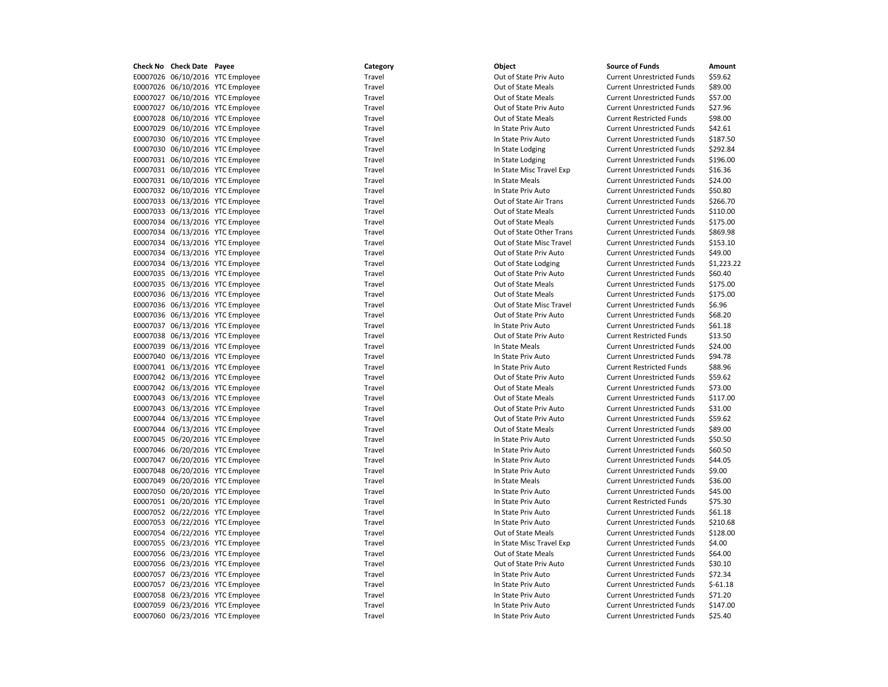| Check No | Check Date | Payee | Category | Object | Source of Funds | Amount |
|---|---|---|---|---|---|---|
| E0007026 | 06/10/2016 | YTC Employee | Travel | Out of State Priv Auto | Current Unrestricted Funds | $59.62 |
| E0007026 | 06/10/2016 | YTC Employee | Travel | Out of State Meals | Current Unrestricted Funds | $89.00 |
| E0007027 | 06/10/2016 | YTC Employee | Travel | Out of State Meals | Current Unrestricted Funds | $57.00 |
| E0007027 | 06/10/2016 | YTC Employee | Travel | Out of State Priv Auto | Current Unrestricted Funds | $27.96 |
| E0007028 | 06/10/2016 | YTC Employee | Travel | Out of State Meals | Current Restricted Funds | $98.00 |
| E0007029 | 06/10/2016 | YTC Employee | Travel | In State Priv Auto | Current Unrestricted Funds | $42.61 |
| E0007030 | 06/10/2016 | YTC Employee | Travel | In State Priv Auto | Current Unrestricted Funds | $187.50 |
| E0007030 | 06/10/2016 | YTC Employee | Travel | In State Lodging | Current Unrestricted Funds | $292.84 |
| E0007031 | 06/10/2016 | YTC Employee | Travel | In State Lodging | Current Unrestricted Funds | $196.00 |
| E0007031 | 06/10/2016 | YTC Employee | Travel | In State Misc Travel Exp | Current Unrestricted Funds | $16.36 |
| E0007031 | 06/10/2016 | YTC Employee | Travel | In State Meals | Current Unrestricted Funds | $24.00 |
| E0007032 | 06/10/2016 | YTC Employee | Travel | In State Priv Auto | Current Unrestricted Funds | $50.80 |
| E0007033 | 06/13/2016 | YTC Employee | Travel | Out of State Air Trans | Current Unrestricted Funds | $266.70 |
| E0007033 | 06/13/2016 | YTC Employee | Travel | Out of State Meals | Current Unrestricted Funds | $110.00 |
| E0007034 | 06/13/2016 | YTC Employee | Travel | Out of State Meals | Current Unrestricted Funds | $175.00 |
| E0007034 | 06/13/2016 | YTC Employee | Travel | Out of State Other Trans | Current Unrestricted Funds | $869.98 |
| E0007034 | 06/13/2016 | YTC Employee | Travel | Out of State Misc Travel | Current Unrestricted Funds | $153.10 |
| E0007034 | 06/13/2016 | YTC Employee | Travel | Out of State Priv Auto | Current Unrestricted Funds | $49.00 |
| E0007034 | 06/13/2016 | YTC Employee | Travel | Out of State Lodging | Current Unrestricted Funds | $1,223.22 |
| E0007035 | 06/13/2016 | YTC Employee | Travel | Out of State Priv Auto | Current Unrestricted Funds | $60.40 |
| E0007035 | 06/13/2016 | YTC Employee | Travel | Out of State Meals | Current Unrestricted Funds | $175.00 |
| E0007036 | 06/13/2016 | YTC Employee | Travel | Out of State Meals | Current Unrestricted Funds | $175.00 |
| E0007036 | 06/13/2016 | YTC Employee | Travel | Out of State Misc Travel | Current Unrestricted Funds | $6.96 |
| E0007036 | 06/13/2016 | YTC Employee | Travel | Out of State Priv Auto | Current Unrestricted Funds | $68.20 |
| E0007037 | 06/13/2016 | YTC Employee | Travel | In State Priv Auto | Current Unrestricted Funds | $61.18 |
| E0007038 | 06/13/2016 | YTC Employee | Travel | Out of State Priv Auto | Current Restricted Funds | $13.50 |
| E0007039 | 06/13/2016 | YTC Employee | Travel | In State Meals | Current Unrestricted Funds | $24.00 |
| E0007040 | 06/13/2016 | YTC Employee | Travel | In State Priv Auto | Current Unrestricted Funds | $94.78 |
| E0007041 | 06/13/2016 | YTC Employee | Travel | In State Priv Auto | Current Restricted Funds | $88.96 |
| E0007042 | 06/13/2016 | YTC Employee | Travel | Out of State Priv Auto | Current Unrestricted Funds | $59.62 |
| E0007042 | 06/13/2016 | YTC Employee | Travel | Out of State Meals | Current Unrestricted Funds | $73.00 |
| E0007043 | 06/13/2016 | YTC Employee | Travel | Out of State Meals | Current Unrestricted Funds | $117.00 |
| E0007043 | 06/13/2016 | YTC Employee | Travel | Out of State Priv Auto | Current Unrestricted Funds | $31.00 |
| E0007044 | 06/13/2016 | YTC Employee | Travel | Out of State Priv Auto | Current Unrestricted Funds | $59.62 |
| E0007044 | 06/13/2016 | YTC Employee | Travel | Out of State Meals | Current Unrestricted Funds | $89.00 |
| E0007045 | 06/20/2016 | YTC Employee | Travel | In State Priv Auto | Current Unrestricted Funds | $50.50 |
| E0007046 | 06/20/2016 | YTC Employee | Travel | In State Priv Auto | Current Unrestricted Funds | $60.50 |
| E0007047 | 06/20/2016 | YTC Employee | Travel | In State Priv Auto | Current Unrestricted Funds | $44.05 |
| E0007048 | 06/20/2016 | YTC Employee | Travel | In State Priv Auto | Current Unrestricted Funds | $9.00 |
| E0007049 | 06/20/2016 | YTC Employee | Travel | In State Meals | Current Unrestricted Funds | $36.00 |
| E0007050 | 06/20/2016 | YTC Employee | Travel | In State Priv Auto | Current Unrestricted Funds | $45.00 |
| E0007051 | 06/20/2016 | YTC Employee | Travel | In State Priv Auto | Current Restricted Funds | $75.30 |
| E0007052 | 06/22/2016 | YTC Employee | Travel | In State Priv Auto | Current Unrestricted Funds | $61.18 |
| E0007053 | 06/22/2016 | YTC Employee | Travel | In State Priv Auto | Current Unrestricted Funds | $210.68 |
| E0007054 | 06/22/2016 | YTC Employee | Travel | Out of State Meals | Current Unrestricted Funds | $128.00 |
| E0007055 | 06/23/2016 | YTC Employee | Travel | In State Misc Travel Exp | Current Unrestricted Funds | $4.00 |
| E0007056 | 06/23/2016 | YTC Employee | Travel | Out of State Meals | Current Unrestricted Funds | $64.00 |
| E0007056 | 06/23/2016 | YTC Employee | Travel | Out of State Priv Auto | Current Unrestricted Funds | $30.10 |
| E0007057 | 06/23/2016 | YTC Employee | Travel | In State Priv Auto | Current Unrestricted Funds | $72.34 |
| E0007057 | 06/23/2016 | YTC Employee | Travel | In State Priv Auto | Current Unrestricted Funds | $-61.18 |
| E0007058 | 06/23/2016 | YTC Employee | Travel | In State Priv Auto | Current Unrestricted Funds | $71.20 |
| E0007059 | 06/23/2016 | YTC Employee | Travel | In State Priv Auto | Current Unrestricted Funds | $147.00 |
| E0007060 | 06/23/2016 | YTC Employee | Travel | In State Priv Auto | Current Unrestricted Funds | $25.40 |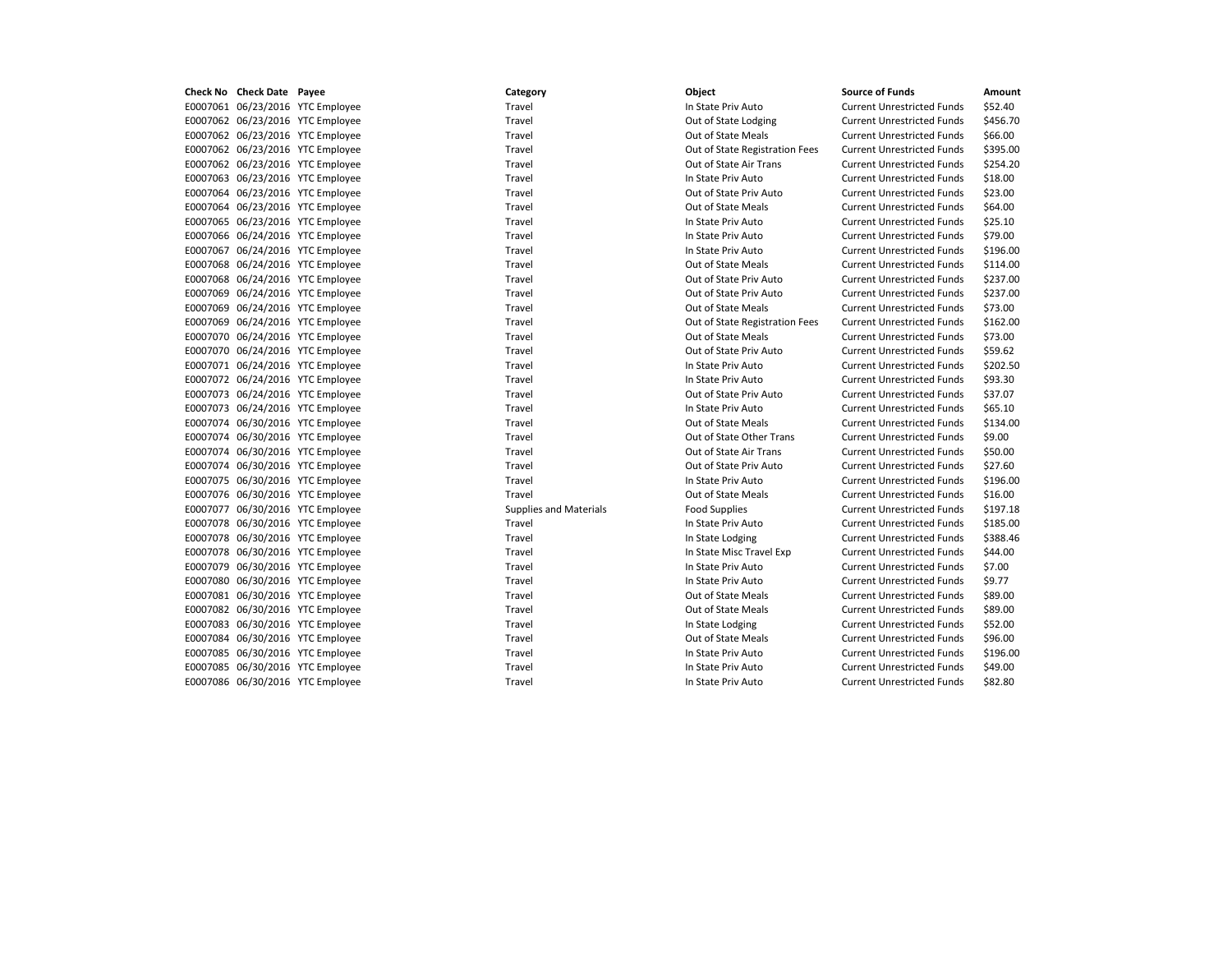| Check No | Check Date | Payee | Category | Object | Source of Funds | Amount |
|---|---|---|---|---|---|---|
| E0007061 | 06/23/2016 | YTC Employee | Travel | In State Priv Auto | Current Unrestricted Funds | $52.40 |
| E0007062 | 06/23/2016 | YTC Employee | Travel | Out of State Lodging | Current Unrestricted Funds | $456.70 |
| E0007062 | 06/23/2016 | YTC Employee | Travel | Out of State Meals | Current Unrestricted Funds | $66.00 |
| E0007062 | 06/23/2016 | YTC Employee | Travel | Out of State Registration Fees | Current Unrestricted Funds | $395.00 |
| E0007062 | 06/23/2016 | YTC Employee | Travel | Out of State Air Trans | Current Unrestricted Funds | $254.20 |
| E0007063 | 06/23/2016 | YTC Employee | Travel | In State Priv Auto | Current Unrestricted Funds | $18.00 |
| E0007064 | 06/23/2016 | YTC Employee | Travel | Out of State Priv Auto | Current Unrestricted Funds | $23.00 |
| E0007064 | 06/23/2016 | YTC Employee | Travel | Out of State Meals | Current Unrestricted Funds | $64.00 |
| E0007065 | 06/23/2016 | YTC Employee | Travel | In State Priv Auto | Current Unrestricted Funds | $25.10 |
| E0007066 | 06/24/2016 | YTC Employee | Travel | In State Priv Auto | Current Unrestricted Funds | $79.00 |
| E0007067 | 06/24/2016 | YTC Employee | Travel | In State Priv Auto | Current Unrestricted Funds | $196.00 |
| E0007068 | 06/24/2016 | YTC Employee | Travel | Out of State Meals | Current Unrestricted Funds | $114.00 |
| E0007068 | 06/24/2016 | YTC Employee | Travel | Out of State Priv Auto | Current Unrestricted Funds | $237.00 |
| E0007069 | 06/24/2016 | YTC Employee | Travel | Out of State Priv Auto | Current Unrestricted Funds | $237.00 |
| E0007069 | 06/24/2016 | YTC Employee | Travel | Out of State Meals | Current Unrestricted Funds | $73.00 |
| E0007069 | 06/24/2016 | YTC Employee | Travel | Out of State Registration Fees | Current Unrestricted Funds | $162.00 |
| E0007070 | 06/24/2016 | YTC Employee | Travel | Out of State Meals | Current Unrestricted Funds | $73.00 |
| E0007070 | 06/24/2016 | YTC Employee | Travel | Out of State Priv Auto | Current Unrestricted Funds | $59.62 |
| E0007071 | 06/24/2016 | YTC Employee | Travel | In State Priv Auto | Current Unrestricted Funds | $202.50 |
| E0007072 | 06/24/2016 | YTC Employee | Travel | In State Priv Auto | Current Unrestricted Funds | $93.30 |
| E0007073 | 06/24/2016 | YTC Employee | Travel | Out of State Priv Auto | Current Unrestricted Funds | $37.07 |
| E0007073 | 06/24/2016 | YTC Employee | Travel | In State Priv Auto | Current Unrestricted Funds | $65.10 |
| E0007074 | 06/30/2016 | YTC Employee | Travel | Out of State Meals | Current Unrestricted Funds | $134.00 |
| E0007074 | 06/30/2016 | YTC Employee | Travel | Out of State Other Trans | Current Unrestricted Funds | $9.00 |
| E0007074 | 06/30/2016 | YTC Employee | Travel | Out of State Air Trans | Current Unrestricted Funds | $50.00 |
| E0007074 | 06/30/2016 | YTC Employee | Travel | Out of State Priv Auto | Current Unrestricted Funds | $27.60 |
| E0007075 | 06/30/2016 | YTC Employee | Travel | In State Priv Auto | Current Unrestricted Funds | $196.00 |
| E0007076 | 06/30/2016 | YTC Employee | Travel | Out of State Meals | Current Unrestricted Funds | $16.00 |
| E0007077 | 06/30/2016 | YTC Employee | Supplies and Materials | Food Supplies | Current Unrestricted Funds | $197.18 |
| E0007078 | 06/30/2016 | YTC Employee | Travel | In State Priv Auto | Current Unrestricted Funds | $185.00 |
| E0007078 | 06/30/2016 | YTC Employee | Travel | In State Lodging | Current Unrestricted Funds | $388.46 |
| E0007078 | 06/30/2016 | YTC Employee | Travel | In State Misc Travel Exp | Current Unrestricted Funds | $44.00 |
| E0007079 | 06/30/2016 | YTC Employee | Travel | In State Priv Auto | Current Unrestricted Funds | $7.00 |
| E0007080 | 06/30/2016 | YTC Employee | Travel | In State Priv Auto | Current Unrestricted Funds | $9.77 |
| E0007081 | 06/30/2016 | YTC Employee | Travel | Out of State Meals | Current Unrestricted Funds | $89.00 |
| E0007082 | 06/30/2016 | YTC Employee | Travel | Out of State Meals | Current Unrestricted Funds | $89.00 |
| E0007083 | 06/30/2016 | YTC Employee | Travel | In State Lodging | Current Unrestricted Funds | $52.00 |
| E0007084 | 06/30/2016 | YTC Employee | Travel | Out of State Meals | Current Unrestricted Funds | $96.00 |
| E0007085 | 06/30/2016 | YTC Employee | Travel | In State Priv Auto | Current Unrestricted Funds | $196.00 |
| E0007085 | 06/30/2016 | YTC Employee | Travel | In State Priv Auto | Current Unrestricted Funds | $49.00 |
| E0007086 | 06/30/2016 | YTC Employee | Travel | In State Priv Auto | Current Unrestricted Funds | $82.80 |